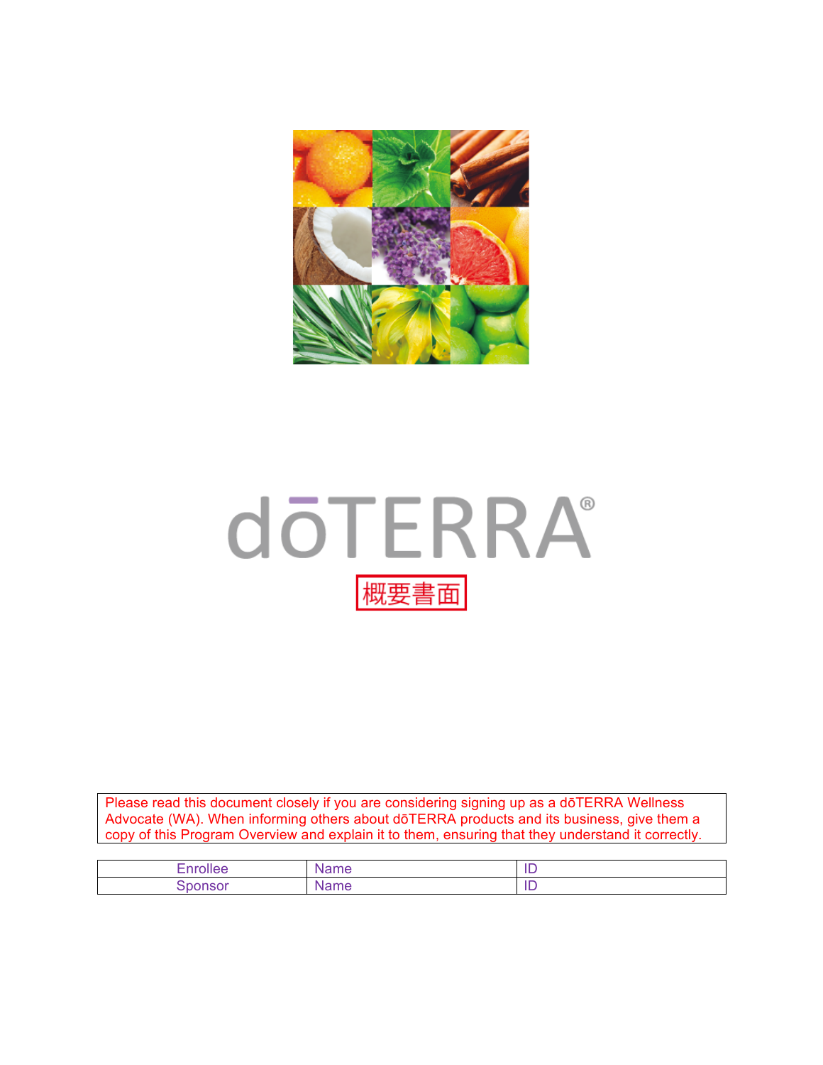# dōTERRA®

概要書面

Please read this document closely if you are considering signing up as a dōTERRA Wellness Advocate (WA). When informing others about dōTERRA products and its business, give them a copy of this Program Overview and explain it to them, ensuring that they understand it correctly.

| Enrollee | Name | ID |
|---|---|---|
| Sponsor | Name | ID |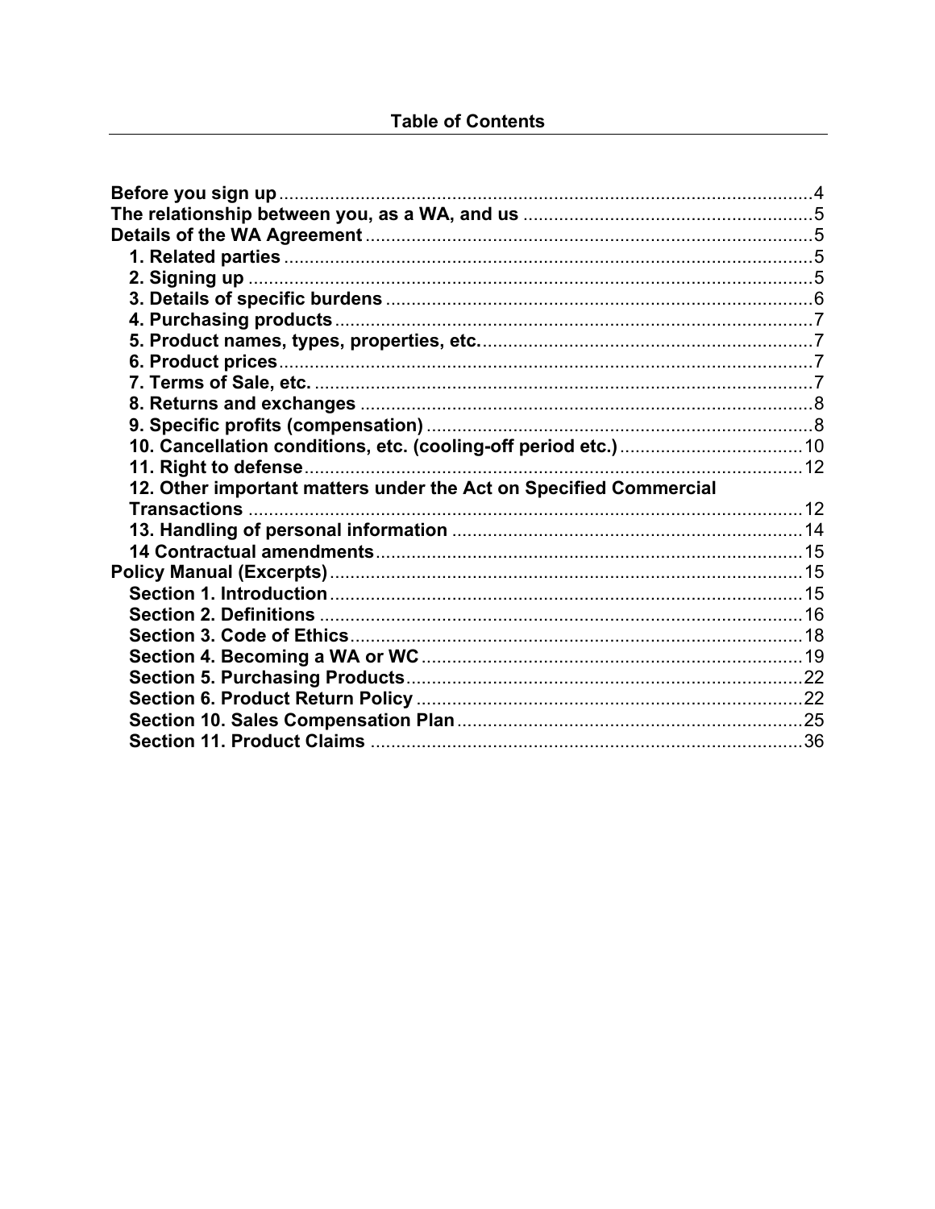## Table of Contents

- **Before you sign up** ........ 4
- **The relationship between you, as a WA, and us** ........ 5
- **Details of the WA Agreement** ........ 5
  - **1. Related parties** ........ 5
  - **2. Signing up** ........ 5
  - **3. Details of specific burdens** ........ 6
  - **4. Purchasing products** ........ 7
  - **5. Product names, types, properties, etc.** ........ 7
  - **6. Product prices** ........ 7
  - **7. Terms of Sale, etc.** ........ 7
  - **8. Returns and exchanges** ........ 8
  - **9. Specific profits (compensation)** ........ 8
  - **10. Cancellation conditions, etc. (cooling-off period etc.)** ........ 10
  - **11. Right to defense** ........ 12
  - **12. Other important matters under the Act on Specified Commercial Transactions** ........ 12
  - **13. Handling of personal information** ........ 14
  - **14 Contractual amendments** ........ 15
- **Policy Manual (Excerpts)** ........ 15
  - **Section 1. Introduction** ........ 15
  - **Section 2. Definitions** ........ 16
  - **Section 3. Code of Ethics** ........ 18
  - **Section 4. Becoming a WA or WC** ........ 19
  - **Section 5. Purchasing Products** ........ 22
  - **Section 6. Product Return Policy** ........ 22
  - **Section 10. Sales Compensation Plan** ........ 25
  - **Section 11. Product Claims** ........ 36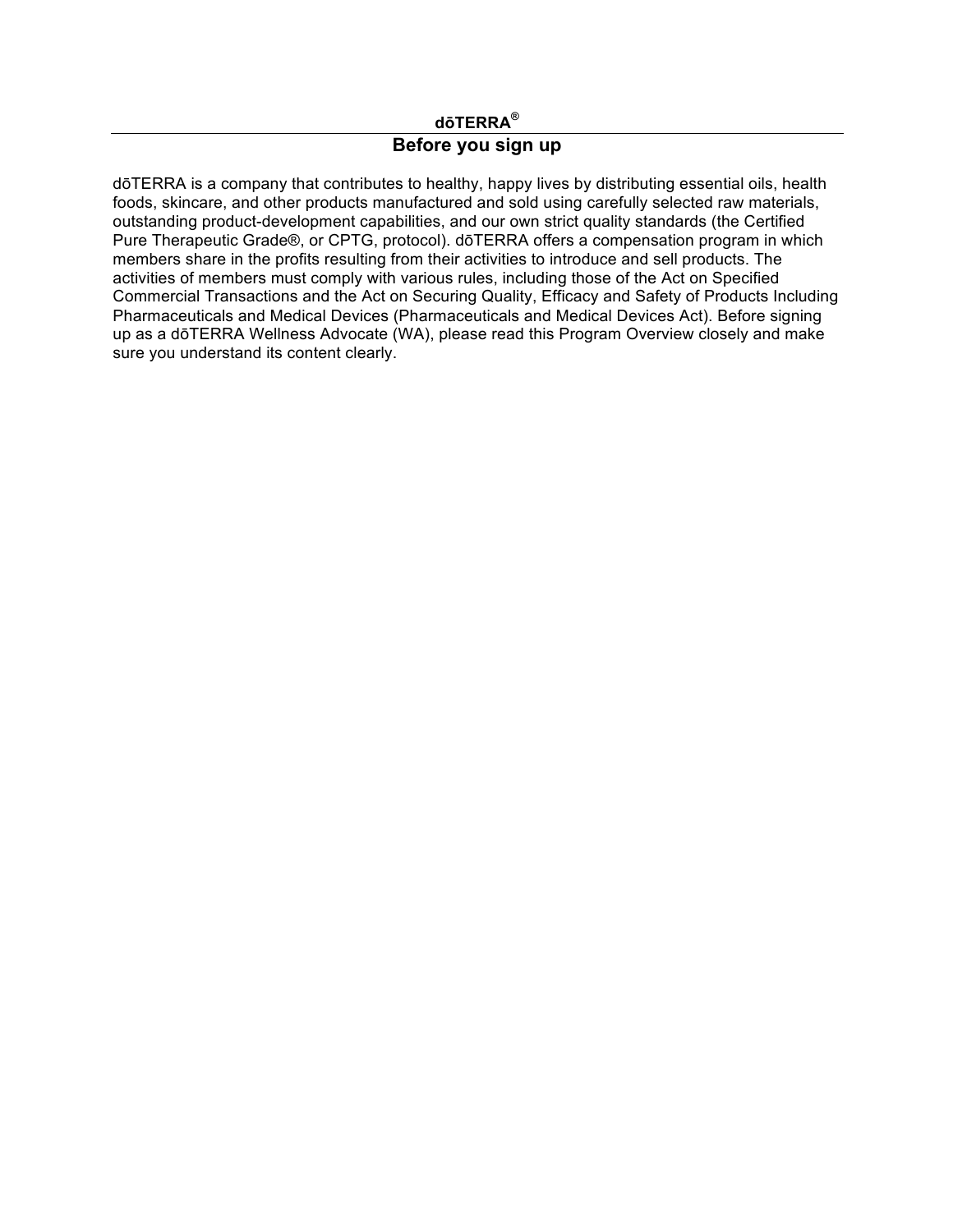**dōTERRA®**

## Before you sign up

dōTERRA is a company that contributes to healthy, happy lives by distributing essential oils, health foods, skincare, and other products manufactured and sold using carefully selected raw materials, outstanding product-development capabilities, and our own strict quality standards (the Certified Pure Therapeutic Grade®, or CPTG, protocol). dōTERRA offers a compensation program in which members share in the profits resulting from their activities to introduce and sell products. The activities of members must comply with various rules, including those of the Act on Specified Commercial Transactions and the Act on Securing Quality, Efficacy and Safety of Products Including Pharmaceuticals and Medical Devices (Pharmaceuticals and Medical Devices Act). Before signing up as a dōTERRA Wellness Advocate (WA), please read this Program Overview closely and make sure you understand its content clearly.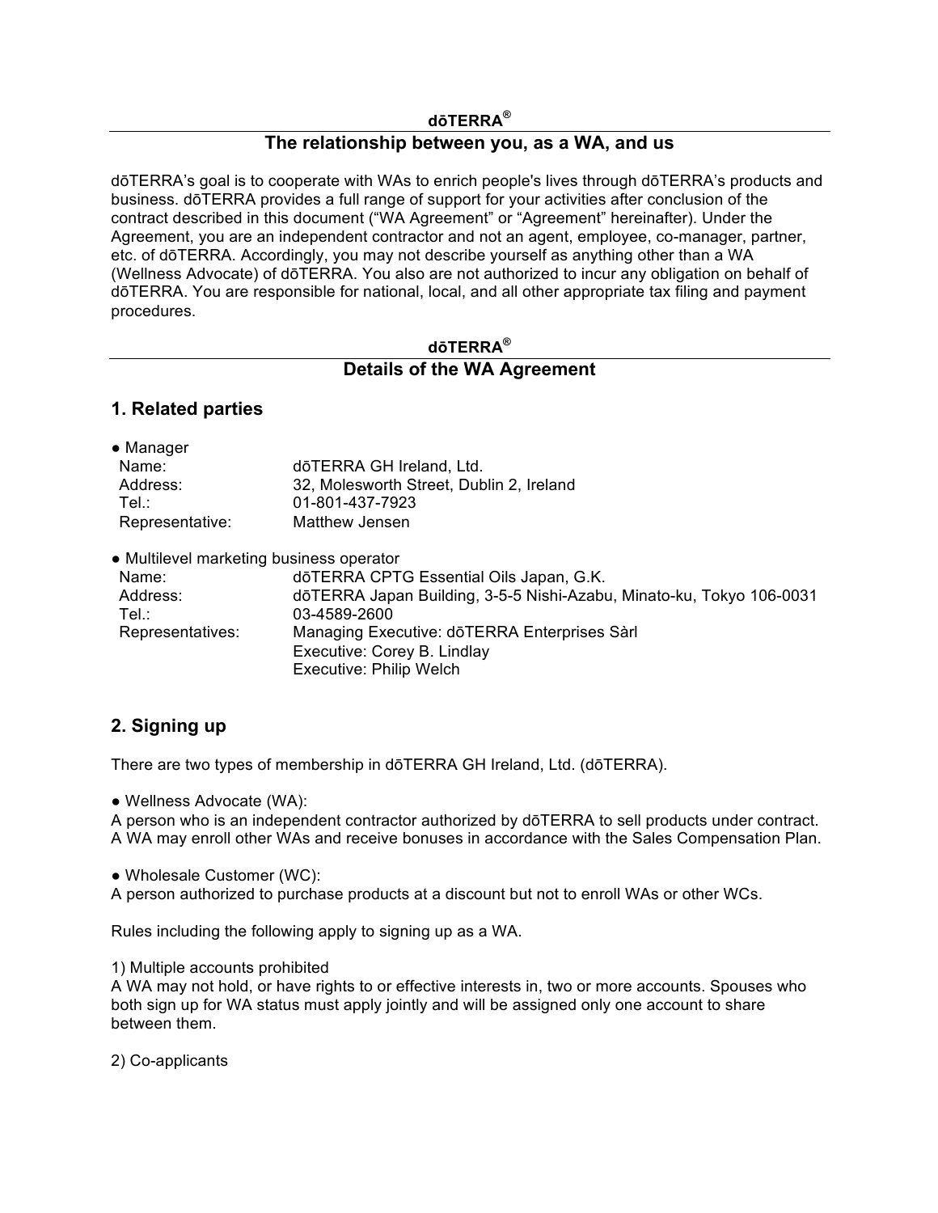**dōTERRA®**

## The relationship between you, as a WA, and us

dōTERRA's goal is to cooperate with WAs to enrich people's lives through dōTERRA's products and business. dōTERRA provides a full range of support for your activities after conclusion of the contract described in this document ("WA Agreement" or "Agreement" hereinafter). Under the Agreement, you are an independent contractor and not an agent, employee, co-manager, partner, etc. of dōTERRA. Accordingly, you may not describe yourself as anything other than a WA (Wellness Advocate) of dōTERRA. You also are not authorized to incur any obligation on behalf of dōTERRA. You are responsible for national, local, and all other appropriate tax filing and payment procedures.

**dōTERRA®**

## Details of the WA Agreement

### 1. Related parties

● Manager

| | |
|---|---|
| Name: | dōTERRA GH Ireland, Ltd. |
| Address: | 32, Molesworth Street, Dublin 2, Ireland |
| Tel.: | 01-801-437-7923 |
| Representative: | Matthew Jensen |

● Multilevel marketing business operator

| | |
|---|---|
| Name: | dōTERRA CPTG Essential Oils Japan, G.K. |
| Address: | dōTERRA Japan Building, 3-5-5 Nishi-Azabu, Minato-ku, Tokyo 106-0031 |
| Tel.: | 03-4589-2600 |
| Representatives: | Managing Executive: dōTERRA Enterprises Sàrl<br>Executive: Corey B. Lindlay<br>Executive: Philip Welch |

### 2. Signing up

There are two types of membership in dōTERRA GH Ireland, Ltd. (dōTERRA).

● Wellness Advocate (WA):
A person who is an independent contractor authorized by dōTERRA to sell products under contract. A WA may enroll other WAs and receive bonuses in accordance with the Sales Compensation Plan.

● Wholesale Customer (WC):
A person authorized to purchase products at a discount but not to enroll WAs or other WCs.

Rules including the following apply to signing up as a WA.

1) Multiple accounts prohibited
A WA may not hold, or have rights to or effective interests in, two or more accounts. Spouses who both sign up for WA status must apply jointly and will be assigned only one account to share between them.

2) Co-applicants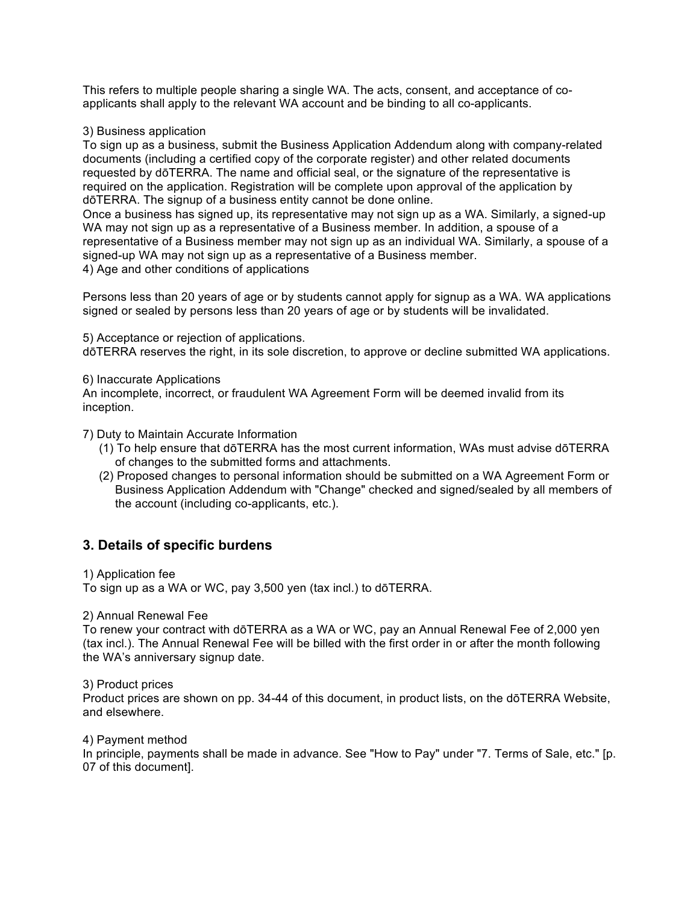This refers to multiple people sharing a single WA. The acts, consent, and acceptance of co-applicants shall apply to the relevant WA account and be binding to all co-applicants.

3) Business application

To sign up as a business, submit the Business Application Addendum along with company-related documents (including a certified copy of the corporate register) and other related documents requested by dōTERRA. The name and official seal, or the signature of the representative is required on the application. Registration will be complete upon approval of the application by dōTERRA. The signup of a business entity cannot be done online.

Once a business has signed up, its representative may not sign up as a WA. Similarly, a signed-up WA may not sign up as a representative of a Business member. In addition, a spouse of a representative of a Business member may not sign up as an individual WA. Similarly, a spouse of a signed-up WA may not sign up as a representative of a Business member.

4) Age and other conditions of applications

Persons less than 20 years of age or by students cannot apply for signup as a WA. WA applications signed or sealed by persons less than 20 years of age or by students will be invalidated.

5) Acceptance or rejection of applications.

dōTERRA reserves the right, in its sole discretion, to approve or decline submitted WA applications.

6) Inaccurate Applications

An incomplete, incorrect, or fraudulent WA Agreement Form will be deemed invalid from its inception.

7) Duty to Maintain Accurate Information

(1) To help ensure that dōTERRA has the most current information, WAs must advise dōTERRA of changes to the submitted forms and attachments.

(2) Proposed changes to personal information should be submitted on a WA Agreement Form or Business Application Addendum with "Change" checked and signed/sealed by all members of the account (including co-applicants, etc.).

## 3. Details of specific burdens

1) Application fee

To sign up as a WA or WC, pay 3,500 yen (tax incl.) to dōTERRA.

2) Annual Renewal Fee

To renew your contract with dōTERRA as a WA or WC, pay an Annual Renewal Fee of 2,000 yen (tax incl.). The Annual Renewal Fee will be billed with the first order in or after the month following the WA's anniversary signup date.

3) Product prices

Product prices are shown on pp. 34-44 of this document, in product lists, on the dōTERRA Website, and elsewhere.

4) Payment method

In principle, payments shall be made in advance. See "How to Pay" under "7. Terms of Sale, etc." [p. 07 of this document].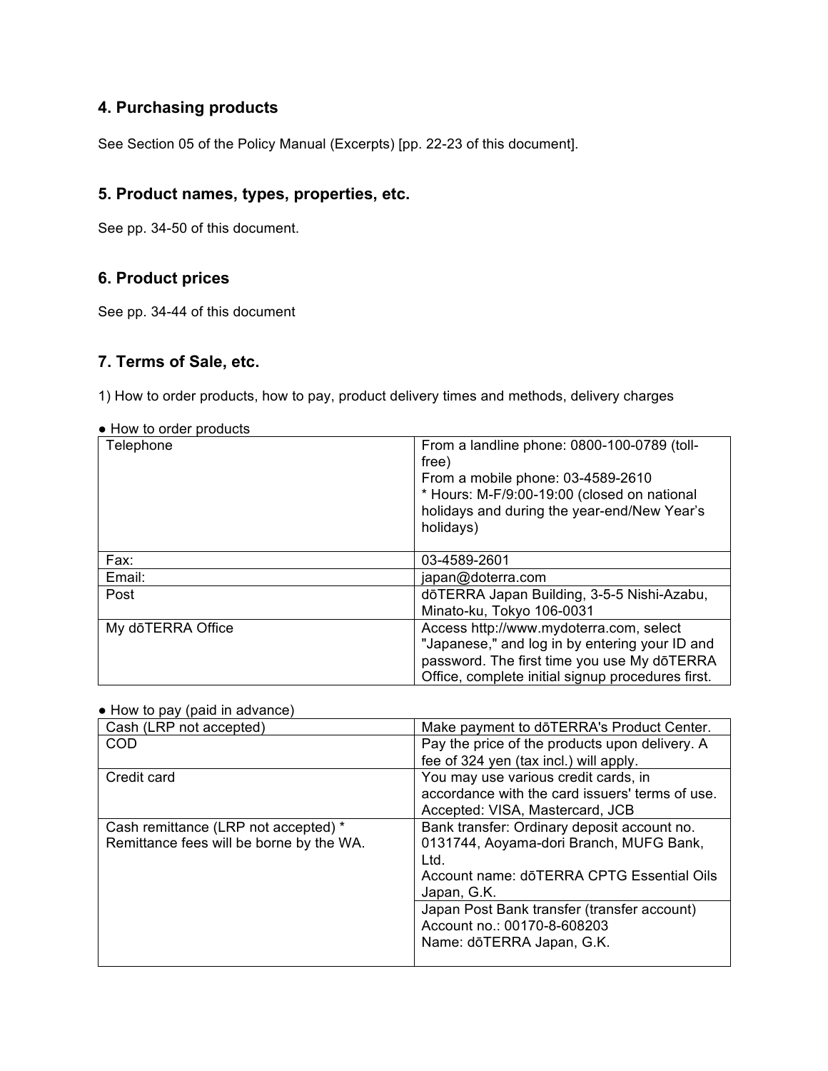## 4. Purchasing products

See Section 05 of the Policy Manual (Excerpts) [pp. 22-23 of this document].

## 5. Product names, types, properties, etc.

See pp. 34-50 of this document.

## 6. Product prices

See pp. 34-44 of this document

## 7. Terms of Sale, etc.

1) How to order products, how to pay, product delivery times and methods, delivery charges

● How to order products

| | |
|---|---|
| Telephone | From a landline phone: 0800-100-0789 (toll-free)<br>From a mobile phone: 03-4589-2610<br>* Hours: M-F/9:00-19:00 (closed on national holidays and during the year-end/New Year's holidays) |
| Fax: | 03-4589-2601 |
| Email: | japan@doterra.com |
| Post | dōTERRA Japan Building, 3-5-5 Nishi-Azabu, Minato-ku, Tokyo 106-0031 |
| My dōTERRA Office | Access http://www.mydoterra.com, select "Japanese," and log in by entering your ID and password. The first time you use My dōTERRA Office, complete initial signup procedures first. |

● How to pay (paid in advance)

| | |
|---|---|
| Cash (LRP not accepted) | Make payment to dōTERRA's Product Center. |
| COD | Pay the price of the products upon delivery. A fee of 324 yen (tax incl.) will apply. |
| Credit card | You may use various credit cards, in accordance with the card issuers' terms of use. Accepted: VISA, Mastercard, JCB |
| Cash remittance (LRP not accepted) * Remittance fees will be borne by the WA. | Bank transfer: Ordinary deposit account no. 0131744, Aoyama-dori Branch, MUFG Bank, Ltd.<br>Account name: dōTERRA CPTG Essential Oils Japan, G.K. |
| | Japan Post Bank transfer (transfer account)<br>Account no.: 00170-8-608203<br>Name: dōTERRA Japan, G.K. |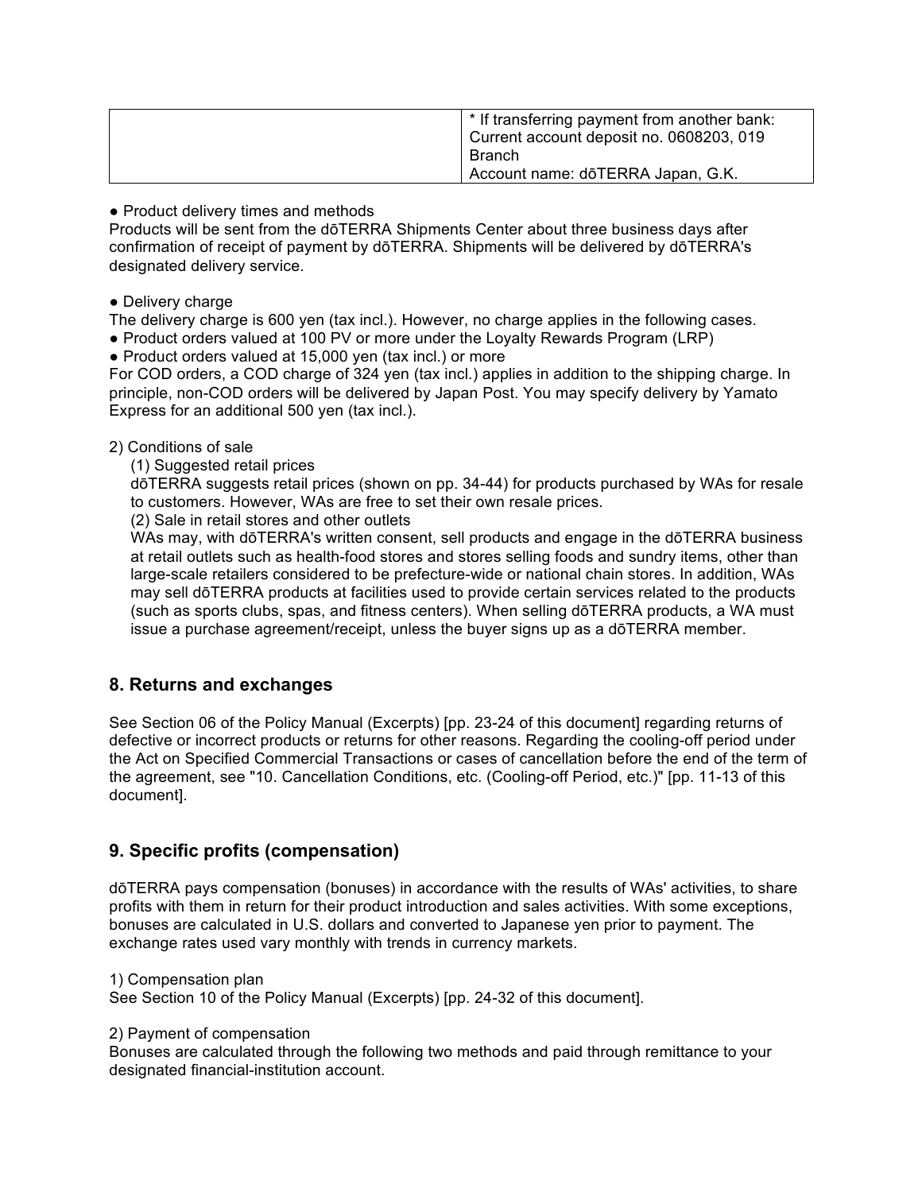| | * If transferring payment from another bank:<br>Current account deposit no. 0608203, 019 Branch<br>Account name: dōTERRA Japan, G.K. |
|---|---|

● Product delivery times and methods

Products will be sent from the dōTERRA Shipments Center about three business days after confirmation of receipt of payment by dōTERRA. Shipments will be delivered by dōTERRA's designated delivery service.

● Delivery charge

The delivery charge is 600 yen (tax incl.). However, no charge applies in the following cases.

● Product orders valued at 100 PV or more under the Loyalty Rewards Program (LRP)

● Product orders valued at 15,000 yen (tax incl.) or more

For COD orders, a COD charge of 324 yen (tax incl.) applies in addition to the shipping charge. In principle, non-COD orders will be delivered by Japan Post. You may specify delivery by Yamato Express for an additional 500 yen (tax incl.).

2) Conditions of sale

(1) Suggested retail prices

dōTERRA suggests retail prices (shown on pp. 34-44) for products purchased by WAs for resale to customers. However, WAs are free to set their own resale prices.

(2) Sale in retail stores and other outlets

WAs may, with dōTERRA's written consent, sell products and engage in the dōTERRA business at retail outlets such as health-food stores and stores selling foods and sundry items, other than large-scale retailers considered to be prefecture-wide or national chain stores. In addition, WAs may sell dōTERRA products at facilities used to provide certain services related to the products (such as sports clubs, spas, and fitness centers). When selling dōTERRA products, a WA must issue a purchase agreement/receipt, unless the buyer signs up as a dōTERRA member.

## 8. Returns and exchanges

See Section 06 of the Policy Manual (Excerpts) [pp. 23-24 of this document] regarding returns of defective or incorrect products or returns for other reasons. Regarding the cooling-off period under the Act on Specified Commercial Transactions or cases of cancellation before the end of the term of the agreement, see "10. Cancellation Conditions, etc. (Cooling-off Period, etc.)" [pp. 11-13 of this document].

## 9. Specific profits (compensation)

dōTERRA pays compensation (bonuses) in accordance with the results of WAs' activities, to share profits with them in return for their product introduction and sales activities. With some exceptions, bonuses are calculated in U.S. dollars and converted to Japanese yen prior to payment. The exchange rates used vary monthly with trends in currency markets.

1) Compensation plan

See Section 10 of the Policy Manual (Excerpts) [pp. 24-32 of this document].

2) Payment of compensation

Bonuses are calculated through the following two methods and paid through remittance to your designated financial-institution account.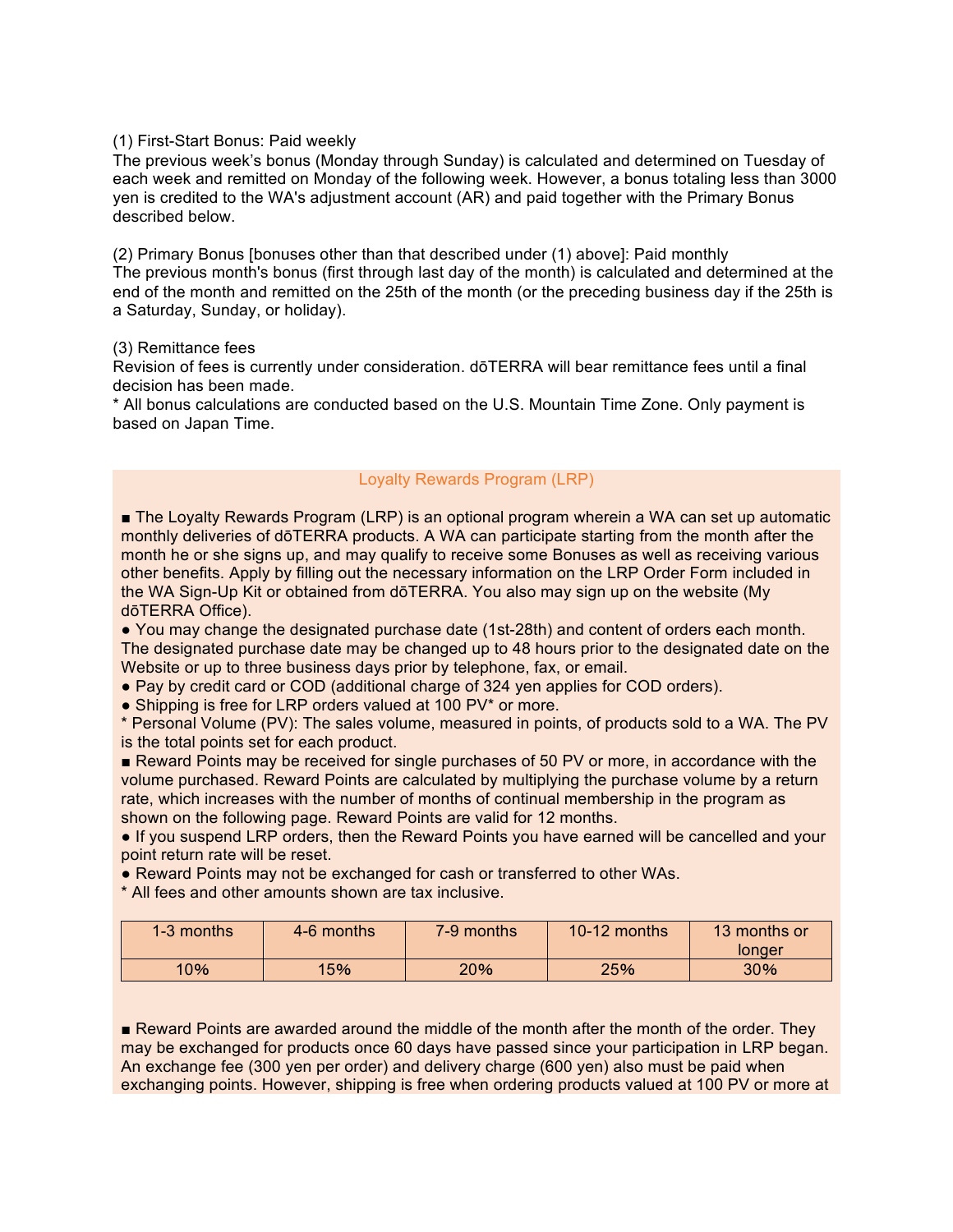(1) First-Start Bonus: Paid weekly
The previous week's bonus (Monday through Sunday) is calculated and determined on Tuesday of each week and remitted on Monday of the following week. However, a bonus totaling less than 3000 yen is credited to the WA's adjustment account (AR) and paid together with the Primary Bonus described below.

(2) Primary Bonus [bonuses other than that described under (1) above]: Paid monthly
The previous month's bonus (first through last day of the month) is calculated and determined at the end of the month and remitted on the 25th of the month (or the preceding business day if the 25th is a Saturday, Sunday, or holiday).

(3) Remittance fees
Revision of fees is currently under consideration. dōTERRA will bear remittance fees until a final decision has been made.
* All bonus calculations are conducted based on the U.S. Mountain Time Zone. Only payment is based on Japan Time.

## Loyalty Rewards Program (LRP)

■ The Loyalty Rewards Program (LRP) is an optional program wherein a WA can set up automatic monthly deliveries of dōTERRA products. A WA can participate starting from the month after the month he or she signs up, and may qualify to receive some Bonuses as well as receiving various other benefits. Apply by filling out the necessary information on the LRP Order Form included in the WA Sign-Up Kit or obtained from dōTERRA. You also may sign up on the website (My dōTERRA Office).

● You may change the designated purchase date (1st-28th) and content of orders each month. The designated purchase date may be changed up to 48 hours prior to the designated date on the Website or up to three business days prior by telephone, fax, or email.

● Pay by credit card or COD (additional charge of 324 yen applies for COD orders).

● Shipping is free for LRP orders valued at 100 PV* or more.

* Personal Volume (PV): The sales volume, measured in points, of products sold to a WA. The PV is the total points set for each product.

■ Reward Points may be received for single purchases of 50 PV or more, in accordance with the volume purchased. Reward Points are calculated by multiplying the purchase volume by a return rate, which increases with the number of months of continual membership in the program as shown on the following page. Reward Points are valid for 12 months.

● If you suspend LRP orders, then the Reward Points you have earned will be cancelled and your point return rate will be reset.

● Reward Points may not be exchanged for cash or transferred to other WAs.

* All fees and other amounts shown are tax inclusive.

| 1-3 months | 4-6 months | 7-9 months | 10-12 months | 13 months or longer |
|---|---|---|---|---|
| 10% | 15% | 20% | 25% | 30% |

■ Reward Points are awarded around the middle of the month after the month of the order. They may be exchanged for products once 60 days have passed since your participation in LRP began. An exchange fee (300 yen per order) and delivery charge (600 yen) also must be paid when exchanging points. However, shipping is free when ordering products valued at 100 PV or more at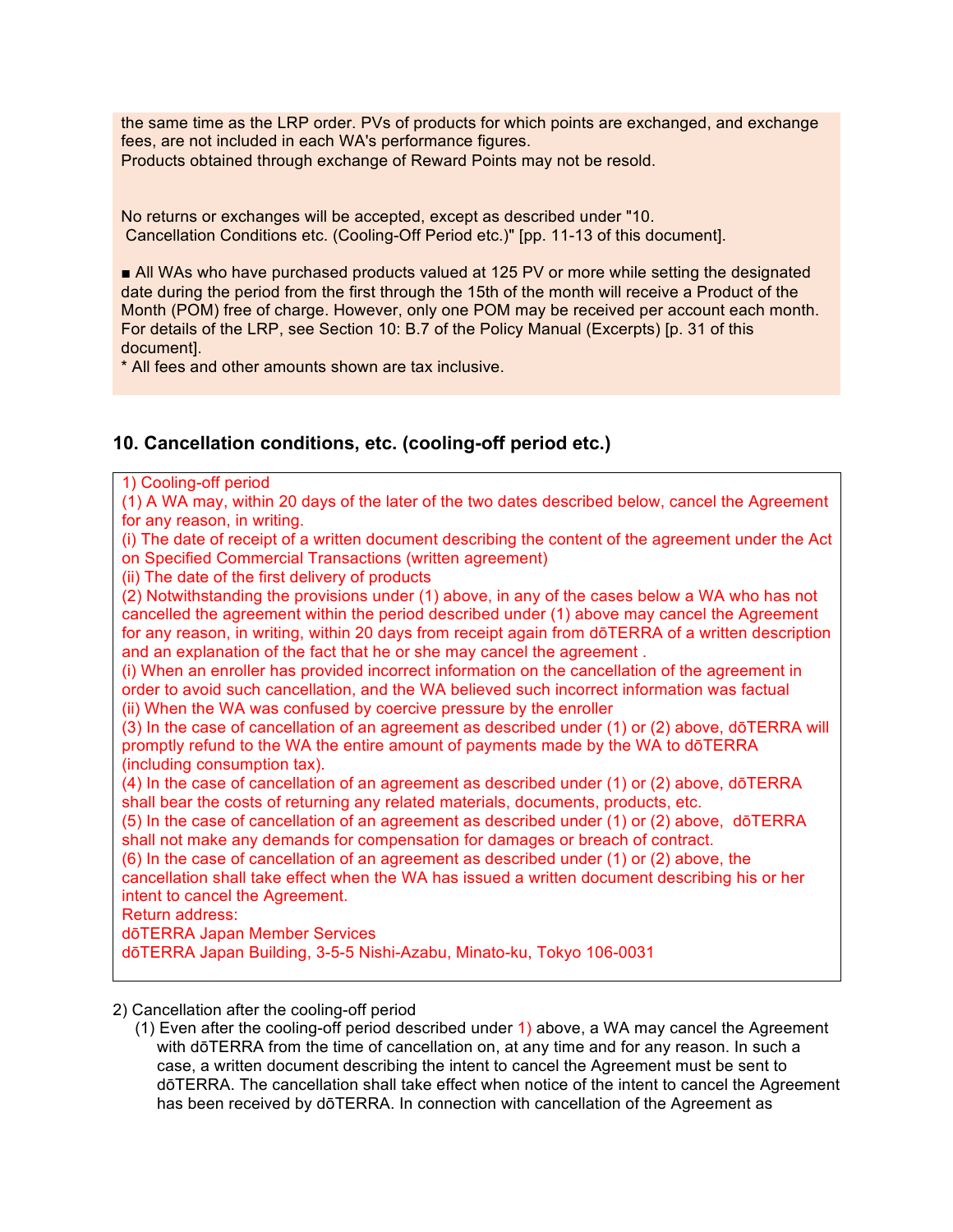the same time as the LRP order. PVs of products for which points are exchanged, and exchange fees, are not included in each WA's performance figures.
Products obtained through exchange of Reward Points may not be resold.

No returns or exchanges will be accepted, except as described under "10. Cancellation Conditions etc. (Cooling-Off Period etc.)" [pp. 11-13 of this document].

■ All WAs who have purchased products valued at 125 PV or more while setting the designated date during the period from the first through the 15th of the month will receive a Product of the Month (POM) free of charge. However, only one POM may be received per account each month. For details of the LRP, see Section 10: B.7 of the Policy Manual (Excerpts) [p. 31 of this document].
* All fees and other amounts shown are tax inclusive.

## 10. Cancellation conditions, etc. (cooling-off period etc.)

1) Cooling-off period
(1) A WA may, within 20 days of the later of the two dates described below, cancel the Agreement for any reason, in writing.
(i) The date of receipt of a written document describing the content of the agreement under the Act on Specified Commercial Transactions (written agreement)
(ii) The date of the first delivery of products
(2) Notwithstanding the provisions under (1) above, in any of the cases below a WA who has not cancelled the agreement within the period described under (1) above may cancel the Agreement for any reason, in writing, within 20 days from receipt again from dōTERRA of a written description and an explanation of the fact that he or she may cancel the agreement .
(i) When an enroller has provided incorrect information on the cancellation of the agreement in order to avoid such cancellation, and the WA believed such incorrect information was factual
(ii) When the WA was confused by coercive pressure by the enroller
(3) In the case of cancellation of an agreement as described under (1) or (2) above, dōTERRA will promptly refund to the WA the entire amount of payments made by the WA to dōTERRA (including consumption tax).
(4) In the case of cancellation of an agreement as described under (1) or (2) above, dōTERRA shall bear the costs of returning any related materials, documents, products, etc.
(5) In the case of cancellation of an agreement as described under (1) or (2) above, dōTERRA shall not make any demands for compensation for damages or breach of contract.
(6) In the case of cancellation of an agreement as described under (1) or (2) above, the cancellation shall take effect when the WA has issued a written document describing his or her intent to cancel the Agreement.
Return address:
dōTERRA Japan Member Services
dōTERRA Japan Building, 3-5-5 Nishi-Azabu, Minato-ku, Tokyo 106-0031

2) Cancellation after the cooling-off period
(1) Even after the cooling-off period described under 1) above, a WA may cancel the Agreement with dōTERRA from the time of cancellation on, at any time and for any reason. In such a case, a written document describing the intent to cancel the Agreement must be sent to dōTERRA. The cancellation shall take effect when notice of the intent to cancel the Agreement has been received by dōTERRA. In connection with cancellation of the Agreement as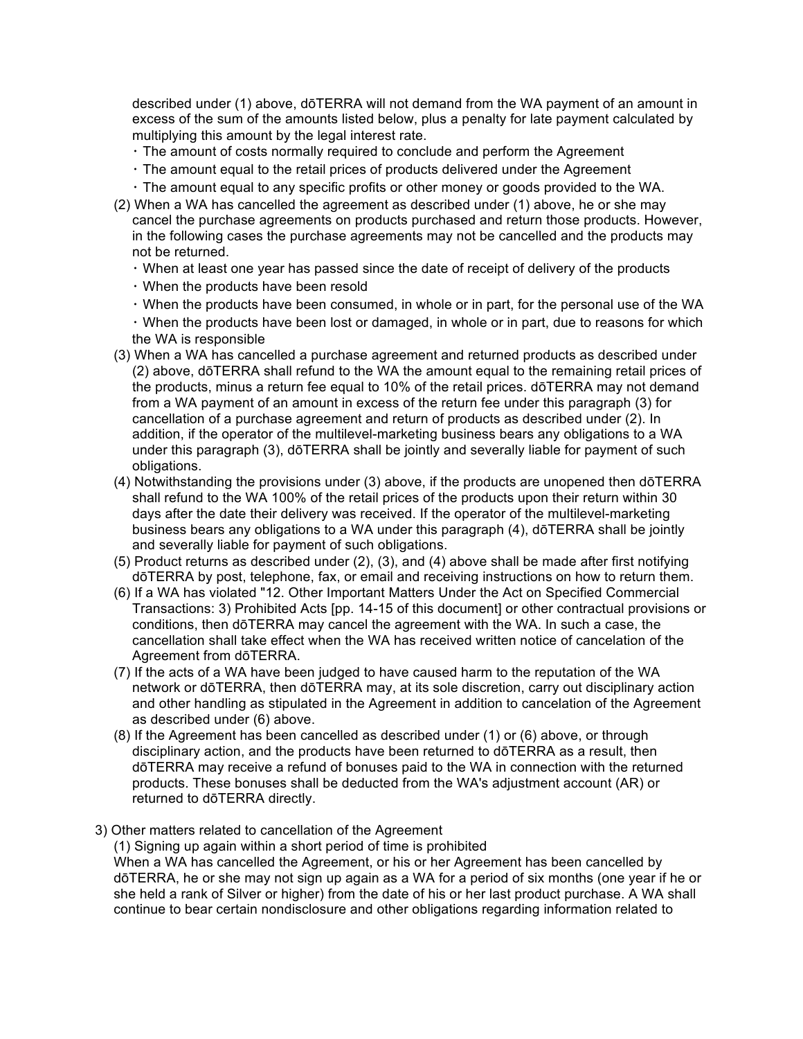described under (1) above, dōTERRA will not demand from the WA payment of an amount in excess of the sum of the amounts listed below, plus a penalty for late payment calculated by multiplying this amount by the legal interest rate.

・The amount of costs normally required to conclude and perform the Agreement

・The amount equal to the retail prices of products delivered under the Agreement

・The amount equal to any specific profits or other money or goods provided to the WA.

(2) When a WA has cancelled the agreement as described under (1) above, he or she may cancel the purchase agreements on products purchased and return those products. However, in the following cases the purchase agreements may not be cancelled and the products may not be returned.

・When at least one year has passed since the date of receipt of delivery of the products

・When the products have been resold

・When the products have been consumed, in whole or in part, for the personal use of the WA

・When the products have been lost or damaged, in whole or in part, due to reasons for which the WA is responsible

(3) When a WA has cancelled a purchase agreement and returned products as described under (2) above, dōTERRA shall refund to the WA the amount equal to the remaining retail prices of the products, minus a return fee equal to 10% of the retail prices. dōTERRA may not demand from a WA payment of an amount in excess of the return fee under this paragraph (3) for cancellation of a purchase agreement and return of products as described under (2). In addition, if the operator of the multilevel-marketing business bears any obligations to a WA under this paragraph (3), dōTERRA shall be jointly and severally liable for payment of such obligations.

(4) Notwithstanding the provisions under (3) above, if the products are unopened then dōTERRA shall refund to the WA 100% of the retail prices of the products upon their return within 30 days after the date their delivery was received. If the operator of the multilevel-marketing business bears any obligations to a WA under this paragraph (4), dōTERRA shall be jointly and severally liable for payment of such obligations.

(5) Product returns as described under (2), (3), and (4) above shall be made after first notifying dōTERRA by post, telephone, fax, or email and receiving instructions on how to return them.

(6) If a WA has violated "12. Other Important Matters Under the Act on Specified Commercial Transactions: 3) Prohibited Acts [pp. 14-15 of this document] or other contractual provisions or conditions, then dōTERRA may cancel the agreement with the WA. In such a case, the cancellation shall take effect when the WA has received written notice of cancelation of the Agreement from dōTERRA.

(7) If the acts of a WA have been judged to have caused harm to the reputation of the WA network or dōTERRA, then dōTERRA may, at its sole discretion, carry out disciplinary action and other handling as stipulated in the Agreement in addition to cancelation of the Agreement as described under (6) above.

(8) If the Agreement has been cancelled as described under (1) or (6) above, or through disciplinary action, and the products have been returned to dōTERRA as a result, then dōTERRA may receive a refund of bonuses paid to the WA in connection with the returned products. These bonuses shall be deducted from the WA's adjustment account (AR) or returned to dōTERRA directly.

3) Other matters related to cancellation of the Agreement

(1) Signing up again within a short period of time is prohibited

When a WA has cancelled the Agreement, or his or her Agreement has been cancelled by dōTERRA, he or she may not sign up again as a WA for a period of six months (one year if he or she held a rank of Silver or higher) from the date of his or her last product purchase. A WA shall continue to bear certain nondisclosure and other obligations regarding information related to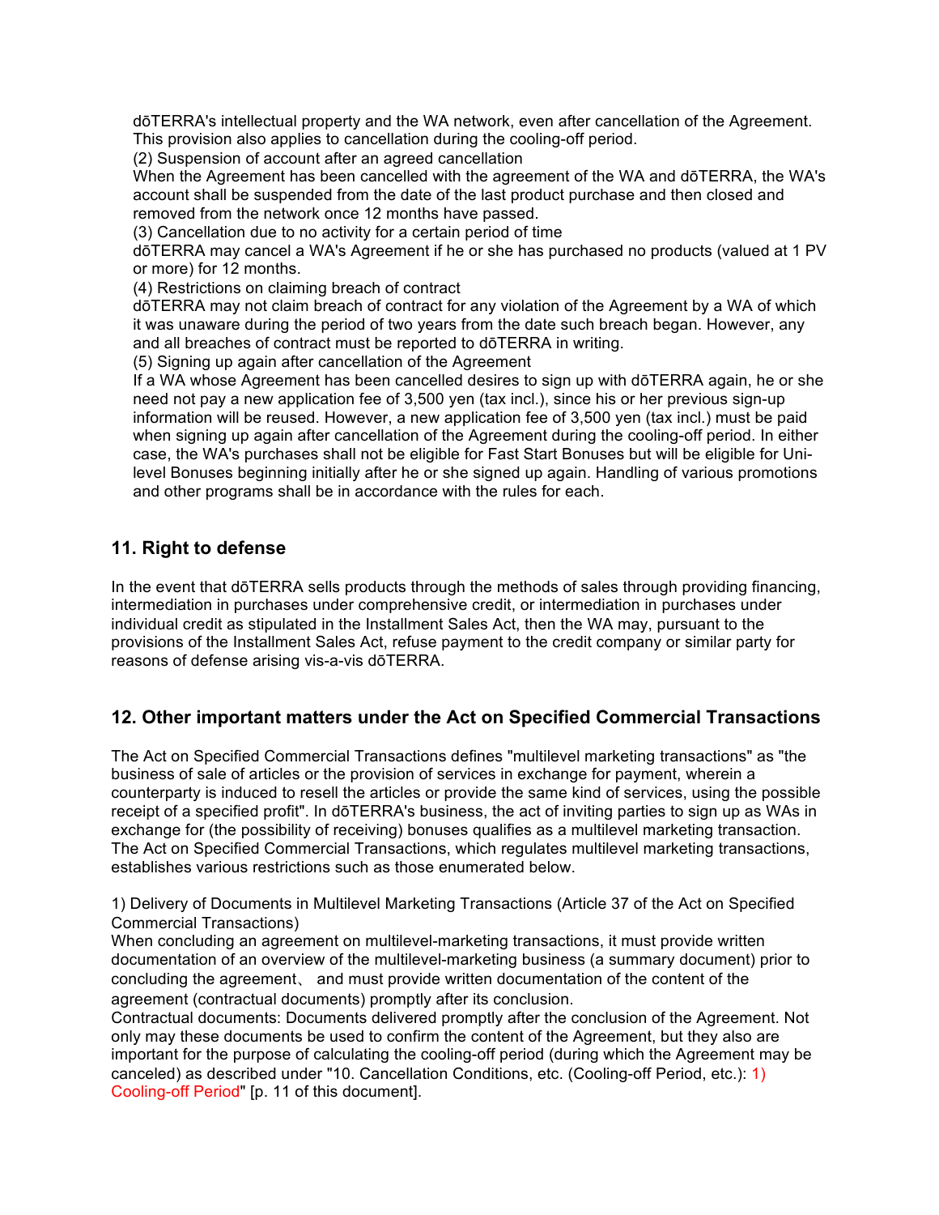dōTERRA's intellectual property and the WA network, even after cancellation of the Agreement. This provision also applies to cancellation during the cooling-off period.

(2) Suspension of account after an agreed cancellation

When the Agreement has been cancelled with the agreement of the WA and dōTERRA, the WA's account shall be suspended from the date of the last product purchase and then closed and removed from the network once 12 months have passed.

(3) Cancellation due to no activity for a certain period of time

dōTERRA may cancel a WA's Agreement if he or she has purchased no products (valued at 1 PV or more) for 12 months.

(4) Restrictions on claiming breach of contract

dōTERRA may not claim breach of contract for any violation of the Agreement by a WA of which it was unaware during the period of two years from the date such breach began. However, any and all breaches of contract must be reported to dōTERRA in writing.

(5) Signing up again after cancellation of the Agreement

If a WA whose Agreement has been cancelled desires to sign up with dōTERRA again, he or she need not pay a new application fee of 3,500 yen (tax incl.), since his or her previous sign-up information will be reused. However, a new application fee of 3,500 yen (tax incl.) must be paid when signing up again after cancellation of the Agreement during the cooling-off period. In either case, the WA's purchases shall not be eligible for Fast Start Bonuses but will be eligible for Uni-level Bonuses beginning initially after he or she signed up again. Handling of various promotions and other programs shall be in accordance with the rules for each.

## 11. Right to defense

In the event that dōTERRA sells products through the methods of sales through providing financing, intermediation in purchases under comprehensive credit, or intermediation in purchases under individual credit as stipulated in the Installment Sales Act, then the WA may, pursuant to the provisions of the Installment Sales Act, refuse payment to the credit company or similar party for reasons of defense arising vis-a-vis dōTERRA.

## 12. Other important matters under the Act on Specified Commercial Transactions

The Act on Specified Commercial Transactions defines "multilevel marketing transactions" as "the business of sale of articles or the provision of services in exchange for payment, wherein a counterparty is induced to resell the articles or provide the same kind of services, using the possible receipt of a specified profit". In dōTERRA's business, the act of inviting parties to sign up as WAs in exchange for (the possibility of receiving) bonuses qualifies as a multilevel marketing transaction. The Act on Specified Commercial Transactions, which regulates multilevel marketing transactions, establishes various restrictions such as those enumerated below.

1) Delivery of Documents in Multilevel Marketing Transactions (Article 37 of the Act on Specified Commercial Transactions)

When concluding an agreement on multilevel-marketing transactions, it must provide written documentation of an overview of the multilevel-marketing business (a summary document) prior to concluding the agreement、 and must provide written documentation of the content of the agreement (contractual documents) promptly after its conclusion.

Contractual documents: Documents delivered promptly after the conclusion of the Agreement. Not only may these documents be used to confirm the content of the Agreement, but they also are important for the purpose of calculating the cooling-off period (during which the Agreement may be canceled) as described under "10. Cancellation Conditions, etc. (Cooling-off Period, etc.): 1) Cooling-off Period" [p. 11 of this document].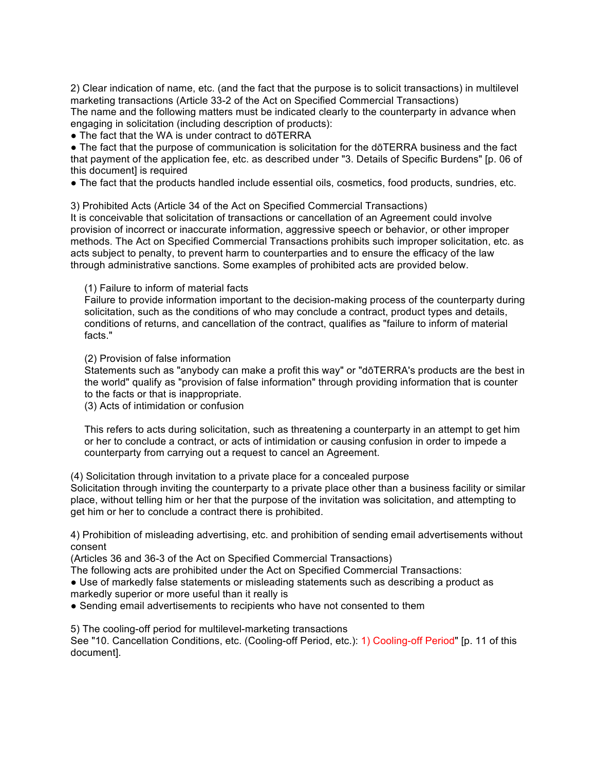2) Clear indication of name, etc. (and the fact that the purpose is to solicit transactions) in multilevel marketing transactions (Article 33-2 of the Act on Specified Commercial Transactions)
The name and the following matters must be indicated clearly to the counterparty in advance when engaging in solicitation (including description of products):

- The fact that the WA is under contract to dōTERRA
- The fact that the purpose of communication is solicitation for the dōTERRA business and the fact that payment of the application fee, etc. as described under "3. Details of Specific Burdens" [p. 06 of this document] is required
- The fact that the products handled include essential oils, cosmetics, food products, sundries, etc.

3) Prohibited Acts (Article 34 of the Act on Specified Commercial Transactions)
It is conceivable that solicitation of transactions or cancellation of an Agreement could involve provision of incorrect or inaccurate information, aggressive speech or behavior, or other improper methods. The Act on Specified Commercial Transactions prohibits such improper solicitation, etc. as acts subject to penalty, to prevent harm to counterparties and to ensure the efficacy of the law through administrative sanctions. Some examples of prohibited acts are provided below.

(1) Failure to inform of material facts
Failure to provide information important to the decision-making process of the counterparty during solicitation, such as the conditions of who may conclude a contract, product types and details, conditions of returns, and cancellation of the contract, qualifies as "failure to inform of material facts."

(2) Provision of false information
Statements such as "anybody can make a profit this way" or "dōTERRA's products are the best in the world" qualify as "provision of false information" through providing information that is counter to the facts or that is inappropriate.

(3) Acts of intimidation or confusion

This refers to acts during solicitation, such as threatening a counterparty in an attempt to get him or her to conclude a contract, or acts of intimidation or causing confusion in order to impede a counterparty from carrying out a request to cancel an Agreement.

(4) Solicitation through invitation to a private place for a concealed purpose
Solicitation through inviting the counterparty to a private place other than a business facility or similar place, without telling him or her that the purpose of the invitation was solicitation, and attempting to get him or her to conclude a contract there is prohibited.

4) Prohibition of misleading advertising, etc. and prohibition of sending email advertisements without consent
(Articles 36 and 36-3 of the Act on Specified Commercial Transactions)
The following acts are prohibited under the Act on Specified Commercial Transactions:

- Use of markedly false statements or misleading statements such as describing a product as markedly superior or more useful than it really is
- Sending email advertisements to recipients who have not consented to them

5) The cooling-off period for multilevel-marketing transactions
See "10. Cancellation Conditions, etc. (Cooling-off Period, etc.): 1) Cooling-off Period" [p. 11 of this document].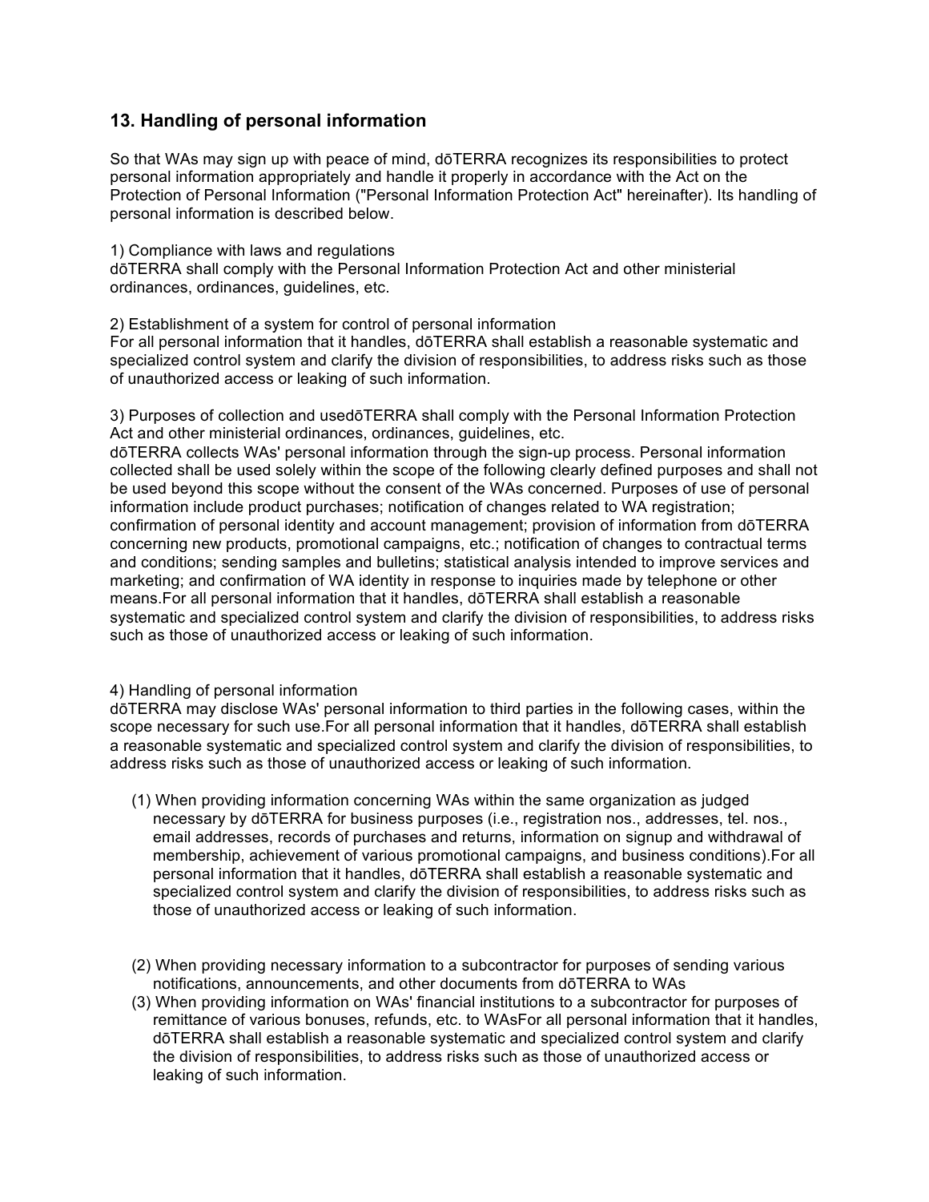## 13. Handling of personal information

So that WAs may sign up with peace of mind, dōTERRA recognizes its responsibilities to protect personal information appropriately and handle it properly in accordance with the Act on the Protection of Personal Information ("Personal Information Protection Act" hereinafter). Its handling of personal information is described below.

1) Compliance with laws and regulations
dōTERRA shall comply with the Personal Information Protection Act and other ministerial ordinances, ordinances, guidelines, etc.

2) Establishment of a system for control of personal information
For all personal information that it handles, dōTERRA shall establish a reasonable systematic and specialized control system and clarify the division of responsibilities, to address risks such as those of unauthorized access or leaking of such information.

3) Purposes of collection and usedōTERRA shall comply with the Personal Information Protection Act and other ministerial ordinances, ordinances, guidelines, etc.
dōTERRA collects WAs' personal information through the sign-up process. Personal information collected shall be used solely within the scope of the following clearly defined purposes and shall not be used beyond this scope without the consent of the WAs concerned. Purposes of use of personal information include product purchases; notification of changes related to WA registration; confirmation of personal identity and account management; provision of information from dōTERRA concerning new products, promotional campaigns, etc.; notification of changes to contractual terms and conditions; sending samples and bulletins; statistical analysis intended to improve services and marketing; and confirmation of WA identity in response to inquiries made by telephone or other means.For all personal information that it handles, dōTERRA shall establish a reasonable systematic and specialized control system and clarify the division of responsibilities, to address risks such as those of unauthorized access or leaking of such information.

4) Handling of personal information
dōTERRA may disclose WAs' personal information to third parties in the following cases, within the scope necessary for such use.For all personal information that it handles, dōTERRA shall establish a reasonable systematic and specialized control system and clarify the division of responsibilities, to address risks such as those of unauthorized access or leaking of such information.

(1) When providing information concerning WAs within the same organization as judged necessary by dōTERRA for business purposes (i.e., registration nos., addresses, tel. nos., email addresses, records of purchases and returns, information on signup and withdrawal of membership, achievement of various promotional campaigns, and business conditions).For all personal information that it handles, dōTERRA shall establish a reasonable systematic and specialized control system and clarify the division of responsibilities, to address risks such as those of unauthorized access or leaking of such information.

(2) When providing necessary information to a subcontractor for purposes of sending various notifications, announcements, and other documents from dōTERRA to WAs
(3) When providing information on WAs' financial institutions to a subcontractor for purposes of remittance of various bonuses, refunds, etc. to WAsFor all personal information that it handles, dōTERRA shall establish a reasonable systematic and specialized control system and clarify the division of responsibilities, to address risks such as those of unauthorized access or leaking of such information.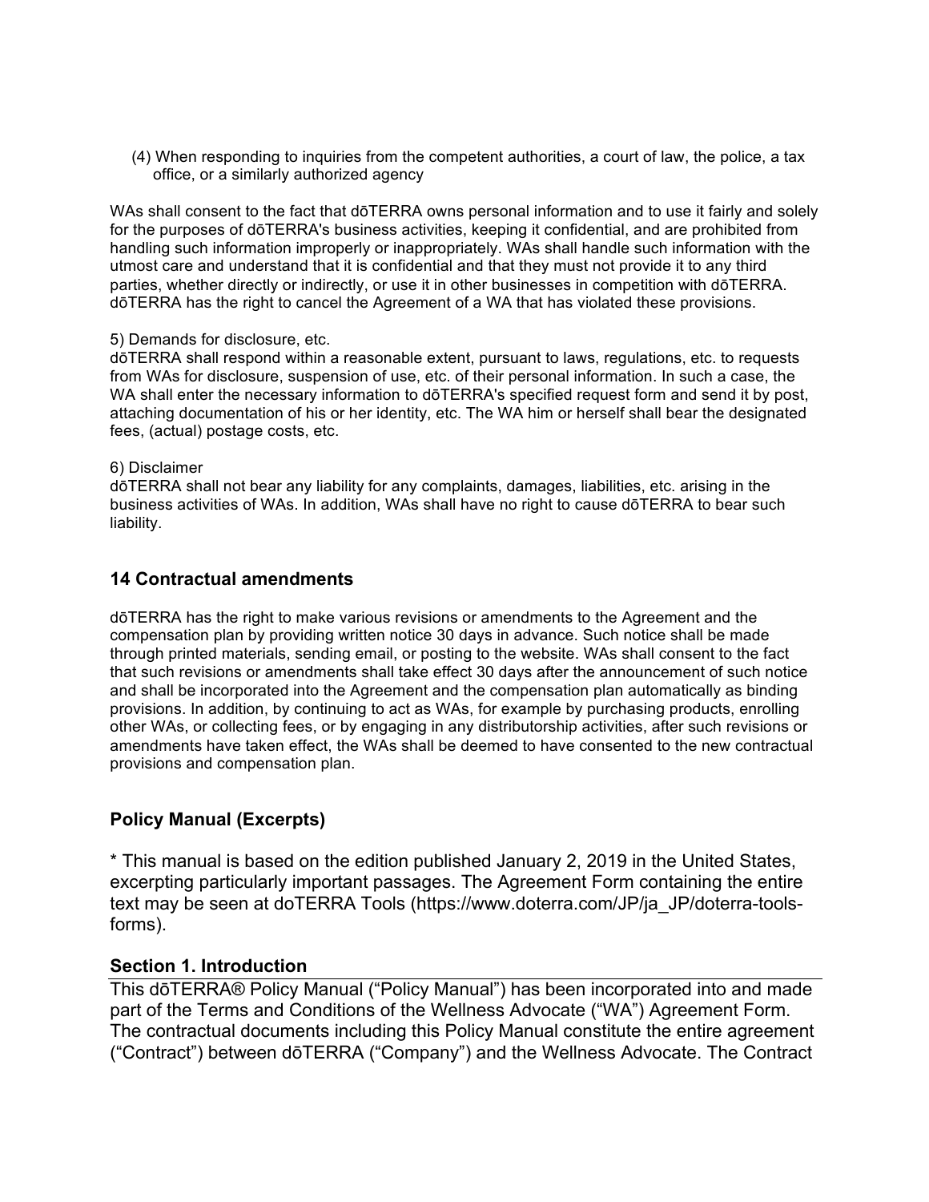(4) When responding to inquiries from the competent authorities, a court of law, the police, a tax office, or a similarly authorized agency

WAs shall consent to the fact that dōTERRA owns personal information and to use it fairly and solely for the purposes of dōTERRA's business activities, keeping it confidential, and are prohibited from handling such information improperly or inappropriately. WAs shall handle such information with the utmost care and understand that it is confidential and that they must not provide it to any third parties, whether directly or indirectly, or use it in other businesses in competition with dōTERRA. dōTERRA has the right to cancel the Agreement of a WA that has violated these provisions.

5) Demands for disclosure, etc.
dōTERRA shall respond within a reasonable extent, pursuant to laws, regulations, etc. to requests from WAs for disclosure, suspension of use, etc. of their personal information. In such a case, the WA shall enter the necessary information to dōTERRA's specified request form and send it by post, attaching documentation of his or her identity, etc. The WA him or herself shall bear the designated fees, (actual) postage costs, etc.

6) Disclaimer
dōTERRA shall not bear any liability for any complaints, damages, liabilities, etc. arising in the business activities of WAs. In addition, WAs shall have no right to cause dōTERRA to bear such liability.

## 14 Contractual amendments

dōTERRA has the right to make various revisions or amendments to the Agreement and the compensation plan by providing written notice 30 days in advance. Such notice shall be made through printed materials, sending email, or posting to the website. WAs shall consent to the fact that such revisions or amendments shall take effect 30 days after the announcement of such notice and shall be incorporated into the Agreement and the compensation plan automatically as binding provisions. In addition, by continuing to act as WAs, for example by purchasing products, enrolling other WAs, or collecting fees, or by engaging in any distributorship activities, after such revisions or amendments have taken effect, the WAs shall be deemed to have consented to the new contractual provisions and compensation plan.

## Policy Manual (Excerpts)

* This manual is based on the edition published January 2, 2019 in the United States, excerpting particularly important passages. The Agreement Form containing the entire text may be seen at doTERRA Tools (https://www.doterra.com/JP/ja_JP/doterra-tools-forms).

### Section 1. Introduction

This dōTERRA® Policy Manual ("Policy Manual") has been incorporated into and made part of the Terms and Conditions of the Wellness Advocate ("WA") Agreement Form. The contractual documents including this Policy Manual constitute the entire agreement ("Contract") between dōTERRA ("Company") and the Wellness Advocate. The Contract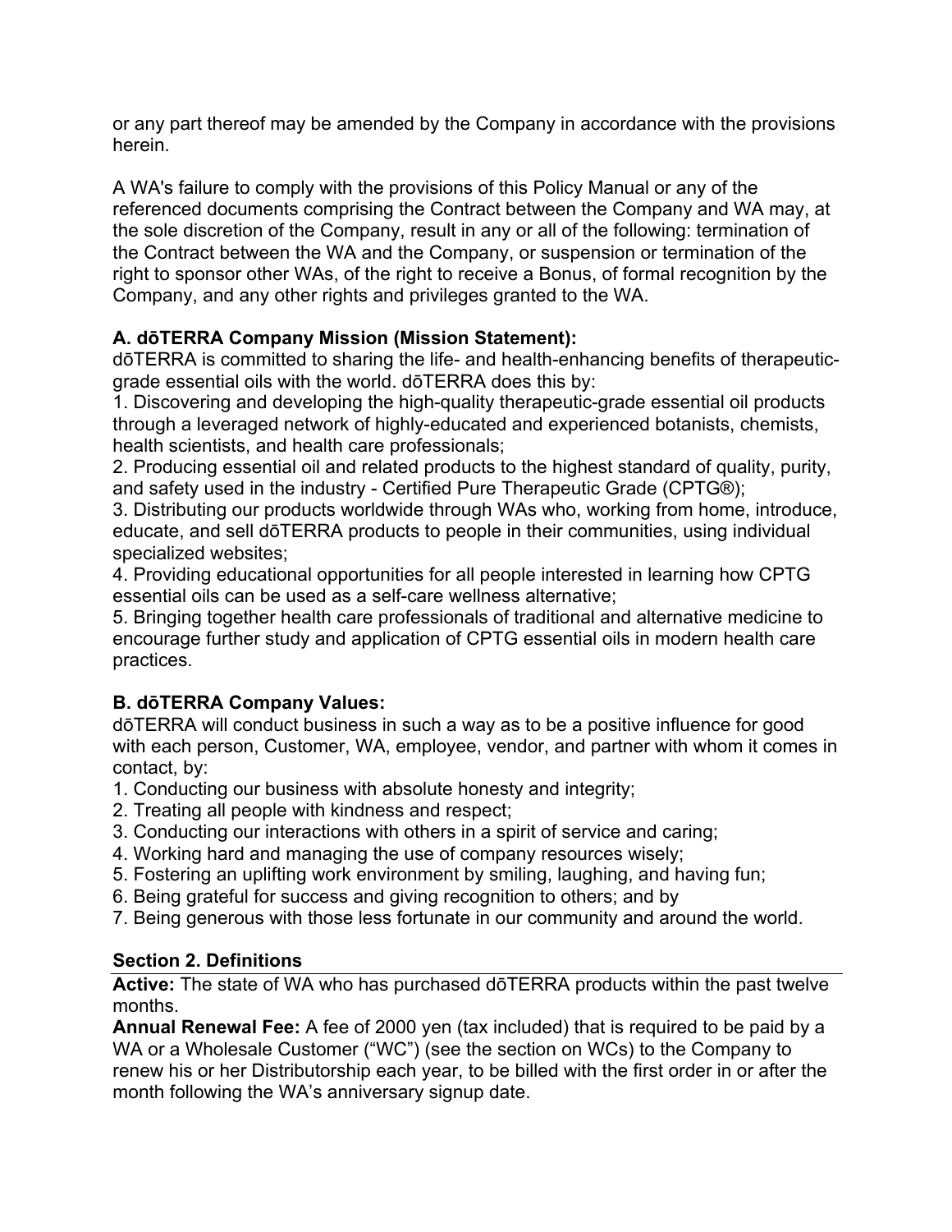or any part thereof may be amended by the Company in accordance with the provisions herein.

A WA's failure to comply with the provisions of this Policy Manual or any of the referenced documents comprising the Contract between the Company and WA may, at the sole discretion of the Company, result in any or all of the following: termination of the Contract between the WA and the Company, or suspension or termination of the right to sponsor other WAs, of the right to receive a Bonus, of formal recognition by the Company, and any other rights and privileges granted to the WA.

**A. dōTERRA Company Mission (Mission Statement):**
dōTERRA is committed to sharing the life- and health-enhancing benefits of therapeutic-grade essential oils with the world. dōTERRA does this by:
1. Discovering and developing the high-quality therapeutic-grade essential oil products through a leveraged network of highly-educated and experienced botanists, chemists, health scientists, and health care professionals;
2. Producing essential oil and related products to the highest standard of quality, purity, and safety used in the industry - Certified Pure Therapeutic Grade (CPTG®);
3. Distributing our products worldwide through WAs who, working from home, introduce, educate, and sell dōTERRA products to people in their communities, using individual specialized websites;
4. Providing educational opportunities for all people interested in learning how CPTG essential oils can be used as a self-care wellness alternative;
5. Bringing together health care professionals of traditional and alternative medicine to encourage further study and application of CPTG essential oils in modern health care practices.

**B. dōTERRA Company Values:**
dōTERRA will conduct business in such a way as to be a positive influence for good with each person, Customer, WA, employee, vendor, and partner with whom it comes in contact, by:
1. Conducting our business with absolute honesty and integrity;
2. Treating all people with kindness and respect;
3. Conducting our interactions with others in a spirit of service and caring;
4. Working hard and managing the use of company resources wisely;
5. Fostering an uplifting work environment by smiling, laughing, and having fun;
6. Being grateful for success and giving recognition to others; and by
7. Being generous with those less fortunate in our community and around the world.

## Section 2. Definitions

**Active:** The state of WA who has purchased dōTERRA products within the past twelve months.
**Annual Renewal Fee:** A fee of 2000 yen (tax included) that is required to be paid by a WA or a Wholesale Customer ("WC") (see the section on WCs) to the Company to renew his or her Distributorship each year, to be billed with the first order in or after the month following the WA's anniversary signup date.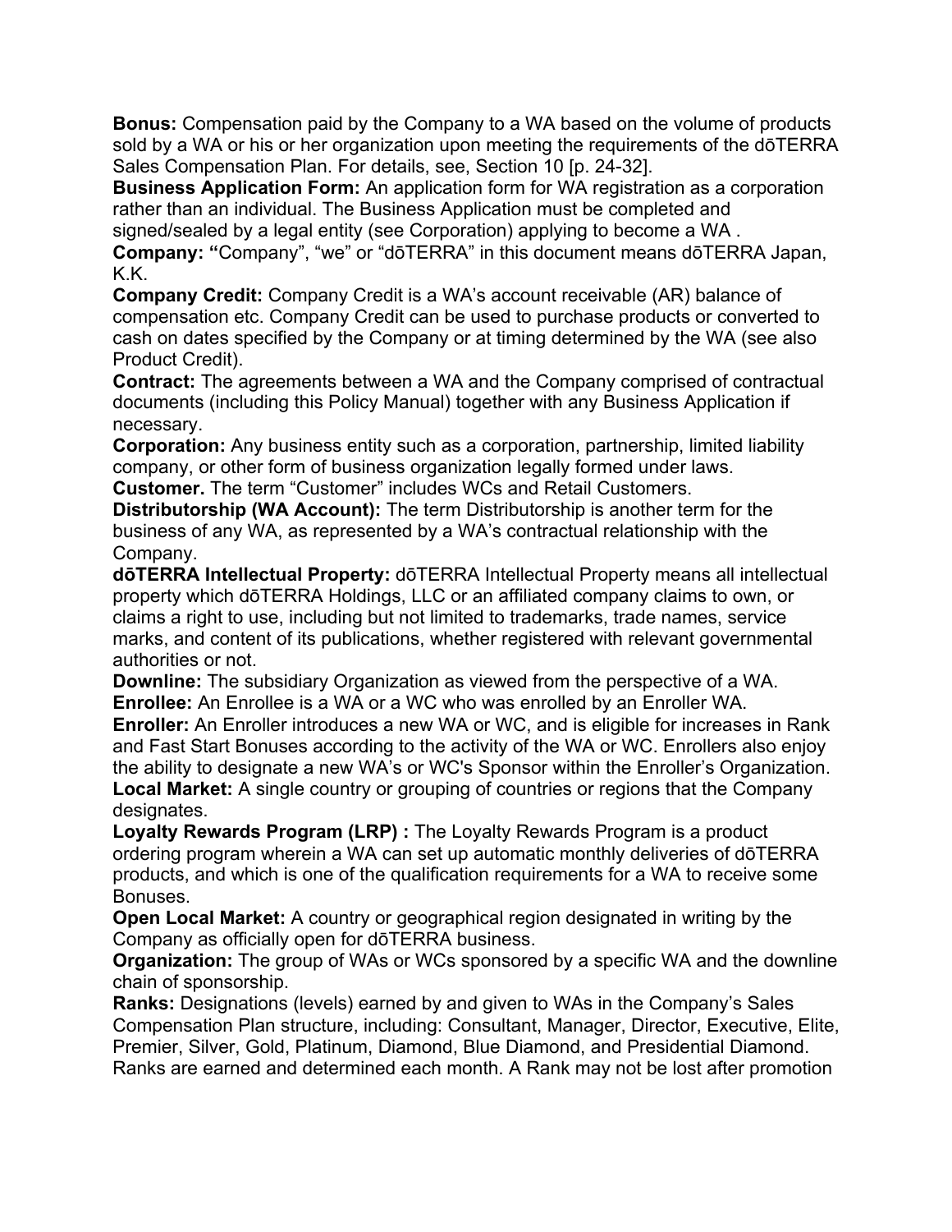**Bonus:** Compensation paid by the Company to a WA based on the volume of products sold by a WA or his or her organization upon meeting the requirements of the dōTERRA Sales Compensation Plan. For details, see, Section 10 [p. 24-32].

**Business Application Form:** An application form for WA registration as a corporation rather than an individual. The Business Application must be completed and signed/sealed by a legal entity (see Corporation) applying to become a WA .

**Company: "**Company", "we" or "dōTERRA" in this document means dōTERRA Japan, K.K.

**Company Credit:** Company Credit is a WA's account receivable (AR) balance of compensation etc. Company Credit can be used to purchase products or converted to cash on dates specified by the Company or at timing determined by the WA (see also Product Credit).

**Contract:** The agreements between a WA and the Company comprised of contractual documents (including this Policy Manual) together with any Business Application if necessary.

**Corporation:** Any business entity such as a corporation, partnership, limited liability company, or other form of business organization legally formed under laws.

**Customer.** The term "Customer" includes WCs and Retail Customers.

**Distributorship (WA Account):** The term Distributorship is another term for the business of any WA, as represented by a WA's contractual relationship with the Company.

**dōTERRA Intellectual Property:** dōTERRA Intellectual Property means all intellectual property which dōTERRA Holdings, LLC or an affiliated company claims to own, or claims a right to use, including but not limited to trademarks, trade names, service marks, and content of its publications, whether registered with relevant governmental authorities or not.

**Downline:** The subsidiary Organization as viewed from the perspective of a WA.

**Enrollee:** An Enrollee is a WA or a WC who was enrolled by an Enroller WA.

**Enroller:** An Enroller introduces a new WA or WC, and is eligible for increases in Rank and Fast Start Bonuses according to the activity of the WA or WC. Enrollers also enjoy the ability to designate a new WA's or WC's Sponsor within the Enroller's Organization.

**Local Market:** A single country or grouping of countries or regions that the Company designates.

**Loyalty Rewards Program (LRP) :** The Loyalty Rewards Program is a product ordering program wherein a WA can set up automatic monthly deliveries of dōTERRA products, and which is one of the qualification requirements for a WA to receive some Bonuses.

**Open Local Market:** A country or geographical region designated in writing by the Company as officially open for dōTERRA business.

**Organization:** The group of WAs or WCs sponsored by a specific WA and the downline chain of sponsorship.

**Ranks:** Designations (levels) earned by and given to WAs in the Company's Sales Compensation Plan structure, including: Consultant, Manager, Director, Executive, Elite, Premier, Silver, Gold, Platinum, Diamond, Blue Diamond, and Presidential Diamond. Ranks are earned and determined each month. A Rank may not be lost after promotion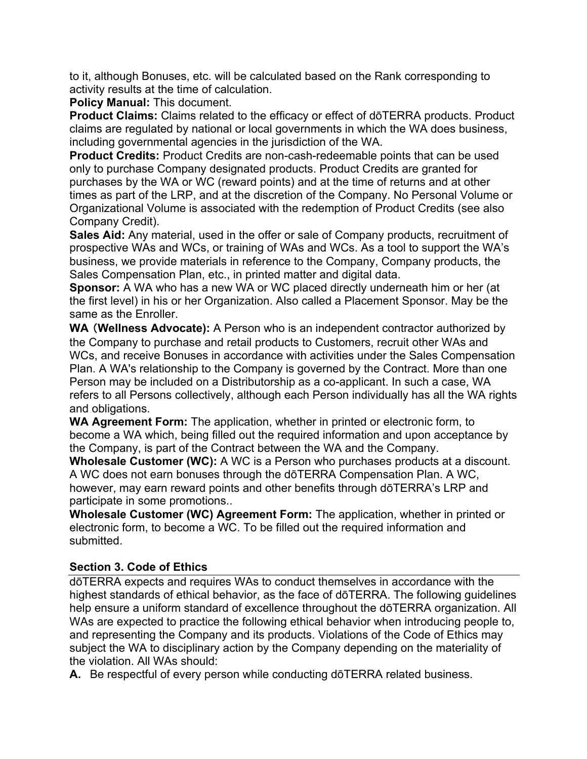to it, although Bonuses, etc. will be calculated based on the Rank corresponding to activity results at the time of calculation.

**Policy Manual:** This document.

**Product Claims:** Claims related to the efficacy or effect of dōTERRA products. Product claims are regulated by national or local governments in which the WA does business, including governmental agencies in the jurisdiction of the WA.

**Product Credits:** Product Credits are non-cash-redeemable points that can be used only to purchase Company designated products. Product Credits are granted for purchases by the WA or WC (reward points) and at the time of returns and at other times as part of the LRP, and at the discretion of the Company. No Personal Volume or Organizational Volume is associated with the redemption of Product Credits (see also Company Credit).

**Sales Aid:** Any material, used in the offer or sale of Company products, recruitment of prospective WAs and WCs, or training of WAs and WCs. As a tool to support the WA's business, we provide materials in reference to the Company, Company products, the Sales Compensation Plan, etc., in printed matter and digital data.

**Sponsor:** A WA who has a new WA or WC placed directly underneath him or her (at the first level) in his or her Organization. Also called a Placement Sponsor. May be the same as the Enroller.

**WA（Wellness Advocate):** A Person who is an independent contractor authorized by the Company to purchase and retail products to Customers, recruit other WAs and WCs, and receive Bonuses in accordance with activities under the Sales Compensation Plan. A WA's relationship to the Company is governed by the Contract. More than one Person may be included on a Distributorship as a co-applicant. In such a case, WA refers to all Persons collectively, although each Person individually has all the WA rights and obligations.

**WA Agreement Form:** The application, whether in printed or electronic form, to become a WA which, being filled out the required information and upon acceptance by the Company, is part of the Contract between the WA and the Company.

**Wholesale Customer (WC):** A WC is a Person who purchases products at a discount. A WC does not earn bonuses through the dōTERRA Compensation Plan. A WC, however, may earn reward points and other benefits through dōTERRA's LRP and participate in some promotions..

**Wholesale Customer (WC) Agreement Form:** The application, whether in printed or electronic form, to become a WC. To be filled out the required information and submitted.

## Section 3. Code of Ethics

dōTERRA expects and requires WAs to conduct themselves in accordance with the highest standards of ethical behavior, as the face of dōTERRA. The following guidelines help ensure a uniform standard of excellence throughout the dōTERRA organization. All WAs are expected to practice the following ethical behavior when introducing people to, and representing the Company and its products. Violations of the Code of Ethics may subject the WA to disciplinary action by the Company depending on the materiality of the violation. All WAs should:

**A.** Be respectful of every person while conducting dōTERRA related business.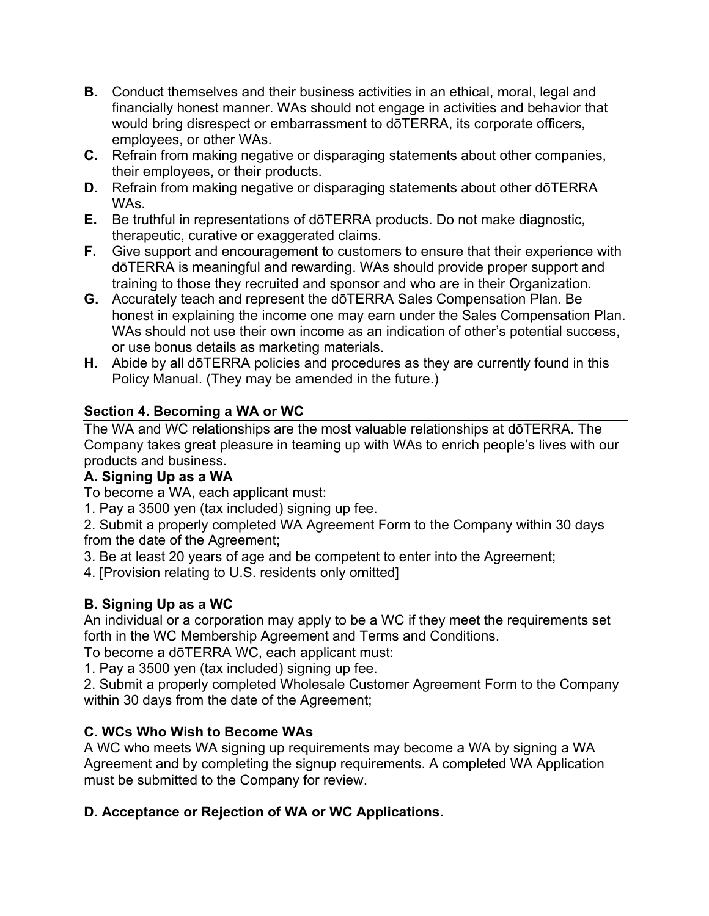**B.** Conduct themselves and their business activities in an ethical, moral, legal and financially honest manner. WAs should not engage in activities and behavior that would bring disrespect or embarrassment to dōTERRA, its corporate officers, employees, or other WAs.

**C.** Refrain from making negative or disparaging statements about other companies, their employees, or their products.

**D.** Refrain from making negative or disparaging statements about other dōTERRA WAs.

**E.** Be truthful in representations of dōTERRA products. Do not make diagnostic, therapeutic, curative or exaggerated claims.

**F.** Give support and encouragement to customers to ensure that their experience with dōTERRA is meaningful and rewarding. WAs should provide proper support and training to those they recruited and sponsor and who are in their Organization.

**G.** Accurately teach and represent the dōTERRA Sales Compensation Plan. Be honest in explaining the income one may earn under the Sales Compensation Plan. WAs should not use their own income as an indication of other's potential success, or use bonus details as marketing materials.

**H.** Abide by all dōTERRA policies and procedures as they are currently found in this Policy Manual. (They may be amended in the future.)

## Section 4. Becoming a WA or WC

The WA and WC relationships are the most valuable relationships at dōTERRA. The Company takes great pleasure in teaming up with WAs to enrich people's lives with our products and business.

### A. Signing Up as a WA

To become a WA, each applicant must:

1. Pay a 3500 yen (tax included) signing up fee.
2. Submit a properly completed WA Agreement Form to the Company within 30 days from the date of the Agreement;
3. Be at least 20 years of age and be competent to enter into the Agreement;
4. [Provision relating to U.S. residents only omitted]

### B. Signing Up as a WC

An individual or a corporation may apply to be a WC if they meet the requirements set forth in the WC Membership Agreement and Terms and Conditions.

To become a dōTERRA WC, each applicant must:

1. Pay a 3500 yen (tax included) signing up fee.
2. Submit a properly completed Wholesale Customer Agreement Form to the Company within 30 days from the date of the Agreement;

### C. WCs Who Wish to Become WAs

A WC who meets WA signing up requirements may become a WA by signing a WA Agreement and by completing the signup requirements. A completed WA Application must be submitted to the Company for review.

### D. Acceptance or Rejection of WA or WC Applications.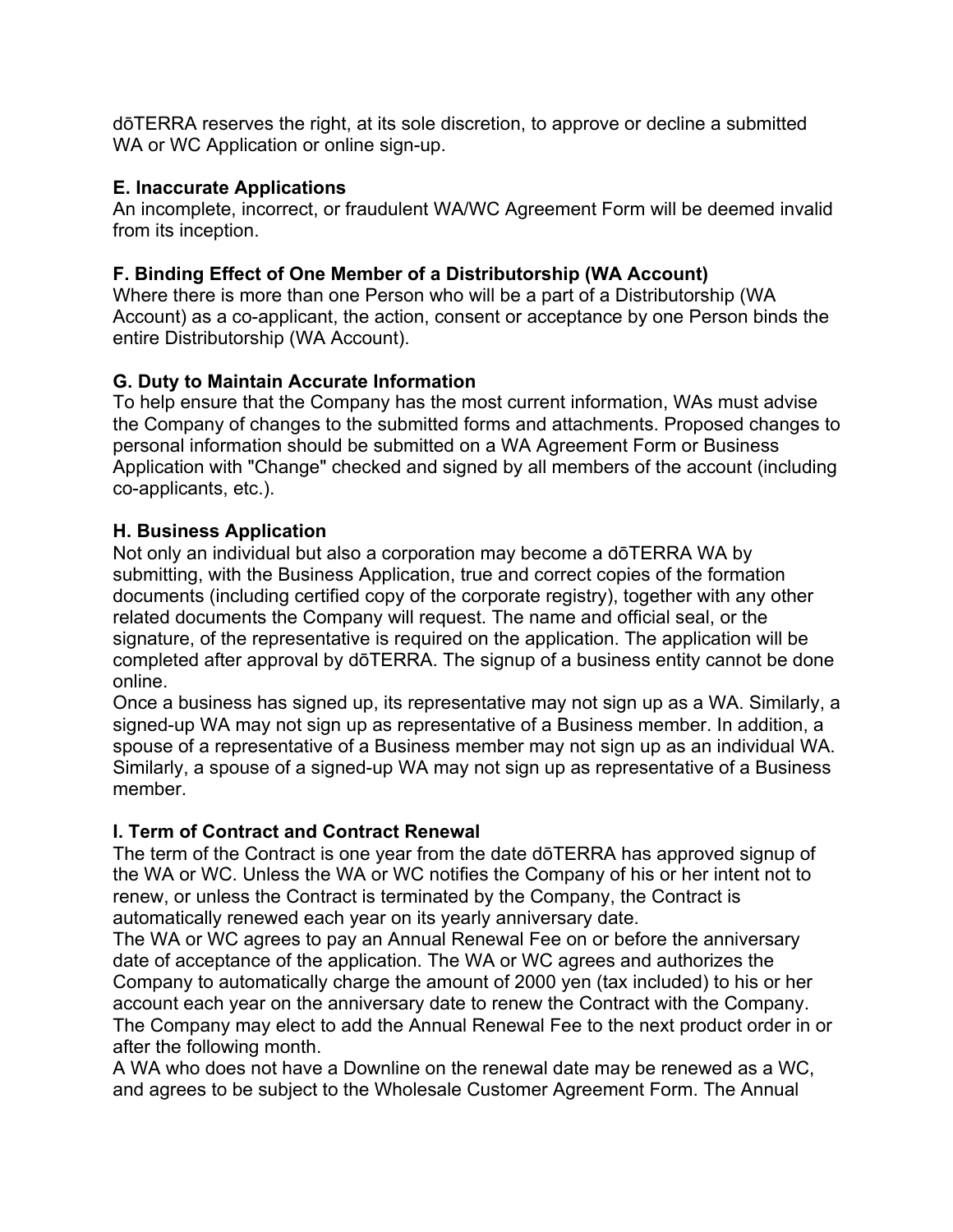dōTERRA reserves the right, at its sole discretion, to approve or decline a submitted WA or WC Application or online sign-up.

**E. Inaccurate Applications**
An incomplete, incorrect, or fraudulent WA/WC Agreement Form will be deemed invalid from its inception.

**F. Binding Effect of One Member of a Distributorship (WA Account)**
Where there is more than one Person who will be a part of a Distributorship (WA Account) as a co-applicant, the action, consent or acceptance by one Person binds the entire Distributorship (WA Account).

**G. Duty to Maintain Accurate Information**
To help ensure that the Company has the most current information, WAs must advise the Company of changes to the submitted forms and attachments. Proposed changes to personal information should be submitted on a WA Agreement Form or Business Application with "Change" checked and signed by all members of the account (including co-applicants, etc.).

**H. Business Application**
Not only an individual but also a corporation may become a dōTERRA WA by submitting, with the Business Application, true and correct copies of the formation documents (including certified copy of the corporate registry), together with any other related documents the Company will request. The name and official seal, or the signature, of the representative is required on the application. The application will be completed after approval by dōTERRA. The signup of a business entity cannot be done online.
Once a business has signed up, its representative may not sign up as a WA. Similarly, a signed-up WA may not sign up as representative of a Business member. In addition, a spouse of a representative of a Business member may not sign up as an individual WA. Similarly, a spouse of a signed-up WA may not sign up as representative of a Business member.

**I. Term of Contract and Contract Renewal**
The term of the Contract is one year from the date dōTERRA has approved signup of the WA or WC. Unless the WA or WC notifies the Company of his or her intent not to renew, or unless the Contract is terminated by the Company, the Contract is automatically renewed each year on its yearly anniversary date.
The WA or WC agrees to pay an Annual Renewal Fee on or before the anniversary date of acceptance of the application. The WA or WC agrees and authorizes the Company to automatically charge the amount of 2000 yen (tax included) to his or her account each year on the anniversary date to renew the Contract with the Company. The Company may elect to add the Annual Renewal Fee to the next product order in or after the following month.
A WA who does not have a Downline on the renewal date may be renewed as a WC, and agrees to be subject to the Wholesale Customer Agreement Form. The Annual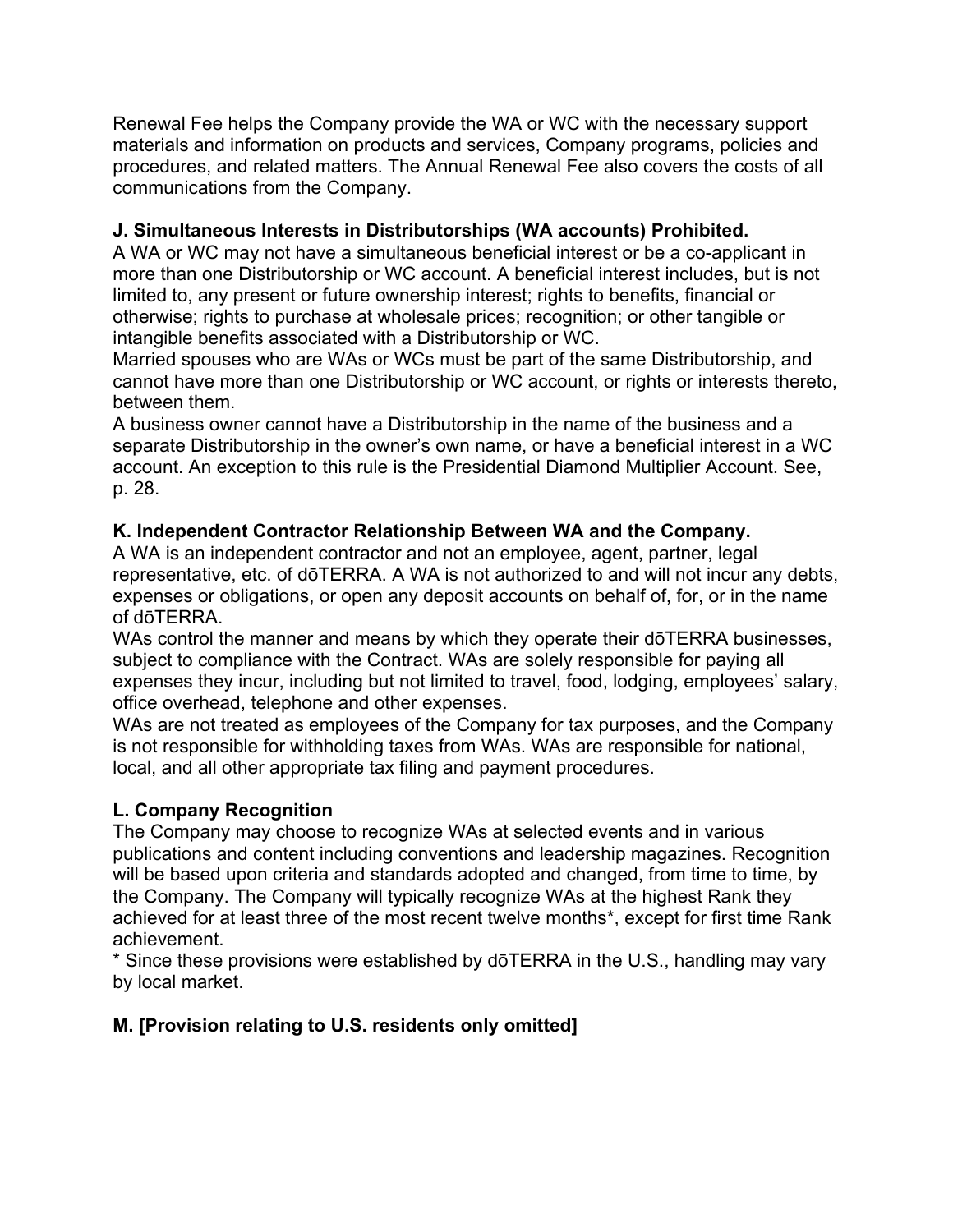Renewal Fee helps the Company provide the WA or WC with the necessary support materials and information on products and services, Company programs, policies and procedures, and related matters. The Annual Renewal Fee also covers the costs of all communications from the Company.

**J. Simultaneous Interests in Distributorships (WA accounts) Prohibited.**

A WA or WC may not have a simultaneous beneficial interest or be a co-applicant in more than one Distributorship or WC account. A beneficial interest includes, but is not limited to, any present or future ownership interest; rights to benefits, financial or otherwise; rights to purchase at wholesale prices; recognition; or other tangible or intangible benefits associated with a Distributorship or WC.

Married spouses who are WAs or WCs must be part of the same Distributorship, and cannot have more than one Distributorship or WC account, or rights or interests thereto, between them.

A business owner cannot have a Distributorship in the name of the business and a separate Distributorship in the owner's own name, or have a beneficial interest in a WC account. An exception to this rule is the Presidential Diamond Multiplier Account. See, p. 28.

**K. Independent Contractor Relationship Between WA and the Company.**

A WA is an independent contractor and not an employee, agent, partner, legal representative, etc. of dōTERRA. A WA is not authorized to and will not incur any debts, expenses or obligations, or open any deposit accounts on behalf of, for, or in the name of dōTERRA.

WAs control the manner and means by which they operate their dōTERRA businesses, subject to compliance with the Contract. WAs are solely responsible for paying all expenses they incur, including but not limited to travel, food, lodging, employees' salary, office overhead, telephone and other expenses.

WAs are not treated as employees of the Company for tax purposes, and the Company is not responsible for withholding taxes from WAs. WAs are responsible for national, local, and all other appropriate tax filing and payment procedures.

**L. Company Recognition**

The Company may choose to recognize WAs at selected events and in various publications and content including conventions and leadership magazines. Recognition will be based upon criteria and standards adopted and changed, from time to time, by the Company. The Company will typically recognize WAs at the highest Rank they achieved for at least three of the most recent twelve months*, except for first time Rank achievement.

* Since these provisions were established by dōTERRA in the U.S., handling may vary by local market.

**M. [Provision relating to U.S. residents only omitted]**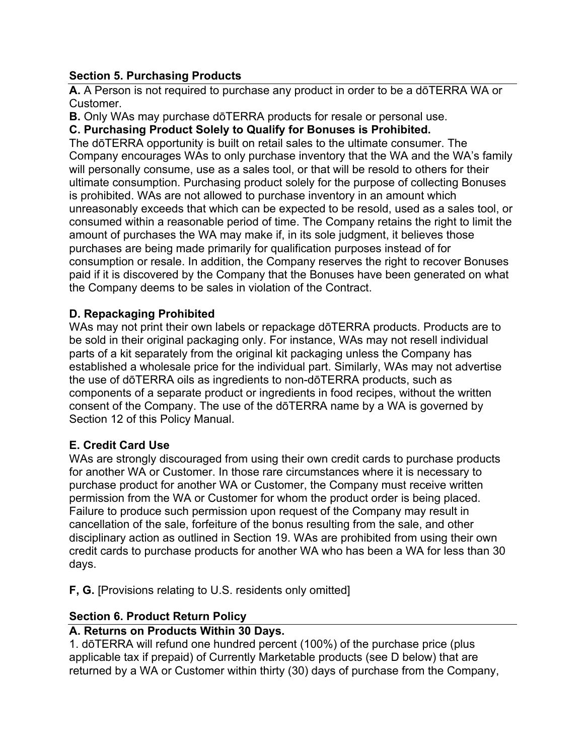## Section 5. Purchasing Products

**A.** A Person is not required to purchase any product in order to be a dōTERRA WA or Customer.

**B.** Only WAs may purchase dōTERRA products for resale or personal use.

**C. Purchasing Product Solely to Qualify for Bonuses is Prohibited.**

The dōTERRA opportunity is built on retail sales to the ultimate consumer. The Company encourages WAs to only purchase inventory that the WA and the WA's family will personally consume, use as a sales tool, or that will be resold to others for their ultimate consumption. Purchasing product solely for the purpose of collecting Bonuses is prohibited. WAs are not allowed to purchase inventory in an amount which unreasonably exceeds that which can be expected to be resold, used as a sales tool, or consumed within a reasonable period of time. The Company retains the right to limit the amount of purchases the WA may make if, in its sole judgment, it believes those purchases are being made primarily for qualification purposes instead of for consumption or resale. In addition, the Company reserves the right to recover Bonuses paid if it is discovered by the Company that the Bonuses have been generated on what the Company deems to be sales in violation of the Contract.

**D. Repackaging Prohibited**

WAs may not print their own labels or repackage dōTERRA products. Products are to be sold in their original packaging only. For instance, WAs may not resell individual parts of a kit separately from the original kit packaging unless the Company has established a wholesale price for the individual part. Similarly, WAs may not advertise the use of dōTERRA oils as ingredients to non-dōTERRA products, such as components of a separate product or ingredients in food recipes, without the written consent of the Company. The use of the dōTERRA name by a WA is governed by Section 12 of this Policy Manual.

**E. Credit Card Use**

WAs are strongly discouraged from using their own credit cards to purchase products for another WA or Customer. In those rare circumstances where it is necessary to purchase product for another WA or Customer, the Company must receive written permission from the WA or Customer for whom the product order is being placed. Failure to produce such permission upon request of the Company may result in cancellation of the sale, forfeiture of the bonus resulting from the sale, and other disciplinary action as outlined in Section 19. WAs are prohibited from using their own credit cards to purchase products for another WA who has been a WA for less than 30 days.

**F, G.** [Provisions relating to U.S. residents only omitted]

## Section 6. Product Return Policy

**A. Returns on Products Within 30 Days.**

1. dōTERRA will refund one hundred percent (100%) of the purchase price (plus applicable tax if prepaid) of Currently Marketable products (see D below) that are returned by a WA or Customer within thirty (30) days of purchase from the Company,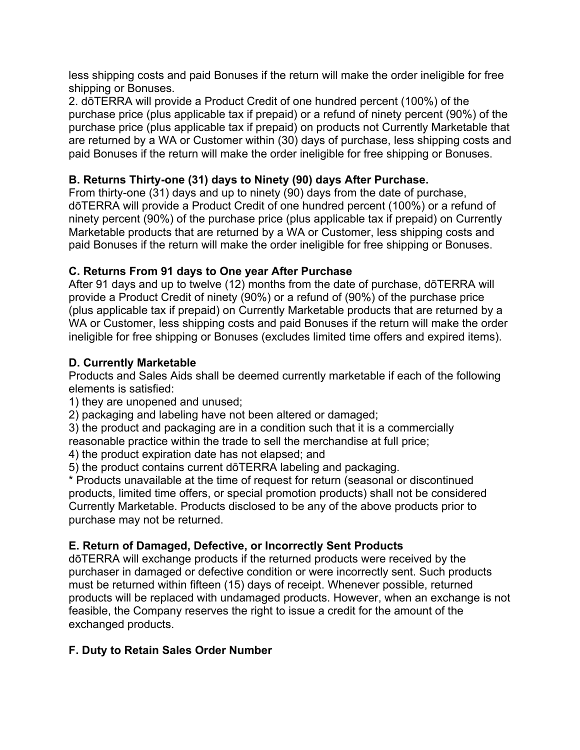less shipping costs and paid Bonuses if the return will make the order ineligible for free shipping or Bonuses.

2. dōTERRA will provide a Product Credit of one hundred percent (100%) of the purchase price (plus applicable tax if prepaid) or a refund of ninety percent (90%) of the purchase price (plus applicable tax if prepaid) on products not Currently Marketable that are returned by a WA or Customer within (30) days of purchase, less shipping costs and paid Bonuses if the return will make the order ineligible for free shipping or Bonuses.

**B. Returns Thirty-one (31) days to Ninety (90) days After Purchase.**

From thirty-one (31) days and up to ninety (90) days from the date of purchase, dōTERRA will provide a Product Credit of one hundred percent (100%) or a refund of ninety percent (90%) of the purchase price (plus applicable tax if prepaid) on Currently Marketable products that are returned by a WA or Customer, less shipping costs and paid Bonuses if the return will make the order ineligible for free shipping or Bonuses.

**C. Returns From 91 days to One year After Purchase**

After 91 days and up to twelve (12) months from the date of purchase, dōTERRA will provide a Product Credit of ninety (90%) or a refund of (90%) of the purchase price (plus applicable tax if prepaid) on Currently Marketable products that are returned by a WA or Customer, less shipping costs and paid Bonuses if the return will make the order ineligible for free shipping or Bonuses (excludes limited time offers and expired items).

**D. Currently Marketable**

Products and Sales Aids shall be deemed currently marketable if each of the following elements is satisfied:

1) they are unopened and unused;
2) packaging and labeling have not been altered or damaged;
3) the product and packaging are in a condition such that it is a commercially reasonable practice within the trade to sell the merchandise at full price;
4) the product expiration date has not elapsed; and
5) the product contains current dōTERRA labeling and packaging.

* Products unavailable at the time of request for return (seasonal or discontinued products, limited time offers, or special promotion products) shall not be considered Currently Marketable. Products disclosed to be any of the above products prior to purchase may not be returned.

**E. Return of Damaged, Defective, or Incorrectly Sent Products**

dōTERRA will exchange products if the returned products were received by the purchaser in damaged or defective condition or were incorrectly sent. Such products must be returned within fifteen (15) days of receipt. Whenever possible, returned products will be replaced with undamaged products. However, when an exchange is not feasible, the Company reserves the right to issue a credit for the amount of the exchanged products.

**F. Duty to Retain Sales Order Number**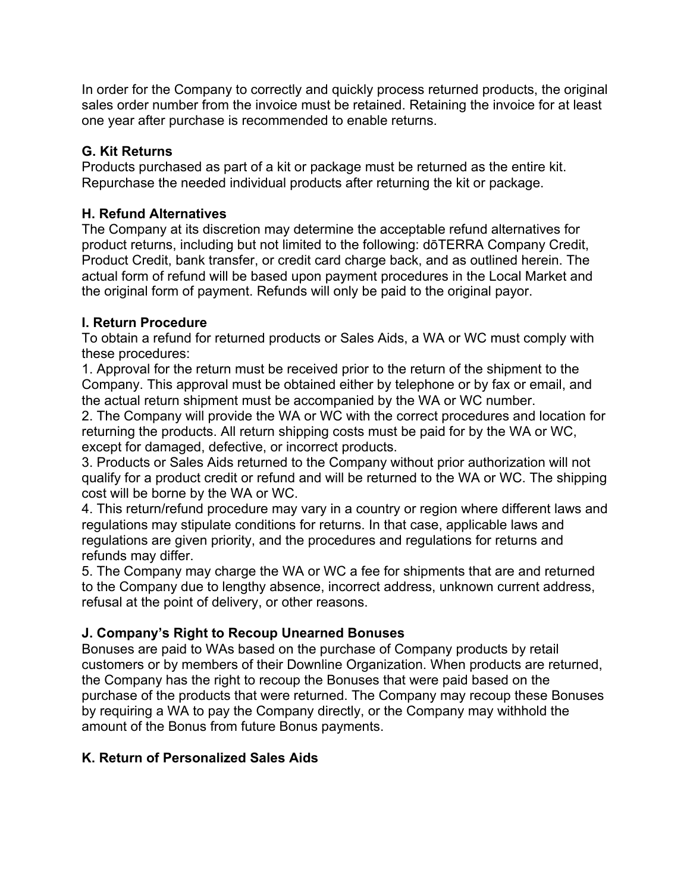In order for the Company to correctly and quickly process returned products, the original sales order number from the invoice must be retained. Retaining the invoice for at least one year after purchase is recommended to enable returns.

**G. Kit Returns**

Products purchased as part of a kit or package must be returned as the entire kit. Repurchase the needed individual products after returning the kit or package.

**H. Refund Alternatives**

The Company at its discretion may determine the acceptable refund alternatives for product returns, including but not limited to the following: dōTERRA Company Credit, Product Credit, bank transfer, or credit card charge back, and as outlined herein. The actual form of refund will be based upon payment procedures in the Local Market and the original form of payment. Refunds will only be paid to the original payor.

**I. Return Procedure**

To obtain a refund for returned products or Sales Aids, a WA or WC must comply with these procedures:

1. Approval for the return must be received prior to the return of the shipment to the Company. This approval must be obtained either by telephone or by fax or email, and the actual return shipment must be accompanied by the WA or WC number.
2. The Company will provide the WA or WC with the correct procedures and location for returning the products. All return shipping costs must be paid for by the WA or WC, except for damaged, defective, or incorrect products.
3. Products or Sales Aids returned to the Company without prior authorization will not qualify for a product credit or refund and will be returned to the WA or WC. The shipping cost will be borne by the WA or WC.
4. This return/refund procedure may vary in a country or region where different laws and regulations may stipulate conditions for returns. In that case, applicable laws and regulations are given priority, and the procedures and regulations for returns and refunds may differ.
5. The Company may charge the WA or WC a fee for shipments that are and returned to the Company due to lengthy absence, incorrect address, unknown current address, refusal at the point of delivery, or other reasons.

**J. Company's Right to Recoup Unearned Bonuses**

Bonuses are paid to WAs based on the purchase of Company products by retail customers or by members of their Downline Organization. When products are returned, the Company has the right to recoup the Bonuses that were paid based on the purchase of the products that were returned. The Company may recoup these Bonuses by requiring a WA to pay the Company directly, or the Company may withhold the amount of the Bonus from future Bonus payments.

**K. Return of Personalized Sales Aids**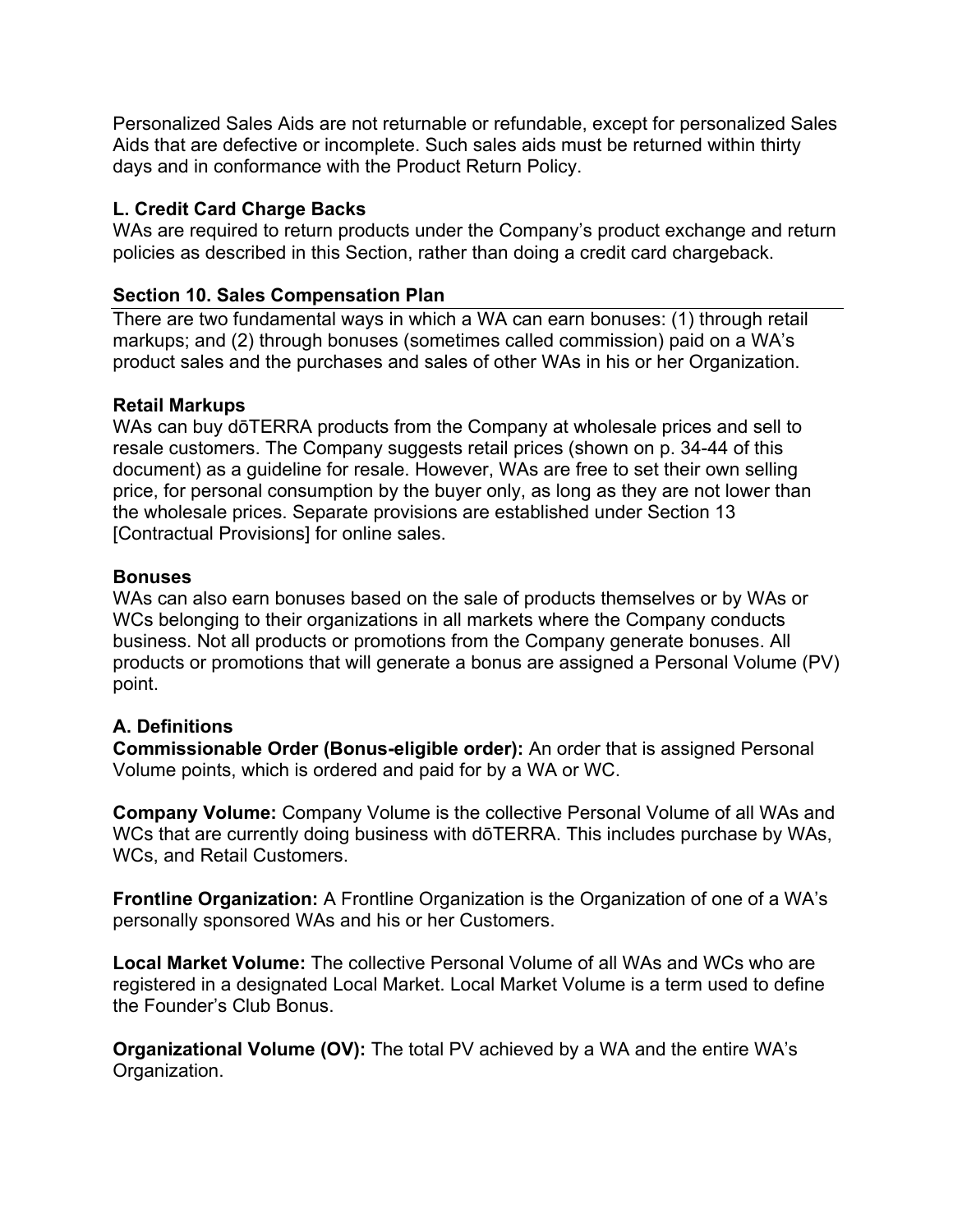Personalized Sales Aids are not returnable or refundable, except for personalized Sales Aids that are defective or incomplete. Such sales aids must be returned within thirty days and in conformance with the Product Return Policy.

### L. Credit Card Charge Backs

WAs are required to return products under the Company's product exchange and return policies as described in this Section, rather than doing a credit card chargeback.

## Section 10. Sales Compensation Plan

There are two fundamental ways in which a WA can earn bonuses: (1) through retail markups; and (2) through bonuses (sometimes called commission) paid on a WA's product sales and the purchases and sales of other WAs in his or her Organization.

### Retail Markups

WAs can buy dōTERRA products from the Company at wholesale prices and sell to resale customers. The Company suggests retail prices (shown on p. 34-44 of this document) as a guideline for resale. However, WAs are free to set their own selling price, for personal consumption by the buyer only, as long as they are not lower than the wholesale prices. Separate provisions are established under Section 13 [Contractual Provisions] for online sales.

### Bonuses

WAs can also earn bonuses based on the sale of products themselves or by WAs or WCs belonging to their organizations in all markets where the Company conducts business. Not all products or promotions from the Company generate bonuses. All products or promotions that will generate a bonus are assigned a Personal Volume (PV) point.

### A. Definitions

**Commissionable Order (Bonus-eligible order):** An order that is assigned Personal Volume points, which is ordered and paid for by a WA or WC.

**Company Volume:** Company Volume is the collective Personal Volume of all WAs and WCs that are currently doing business with dōTERRA. This includes purchase by WAs, WCs, and Retail Customers.

**Frontline Organization:** A Frontline Organization is the Organization of one of a WA's personally sponsored WAs and his or her Customers.

**Local Market Volume:** The collective Personal Volume of all WAs and WCs who are registered in a designated Local Market. Local Market Volume is a term used to define the Founder's Club Bonus.

**Organizational Volume (OV):** The total PV achieved by a WA and the entire WA's Organization.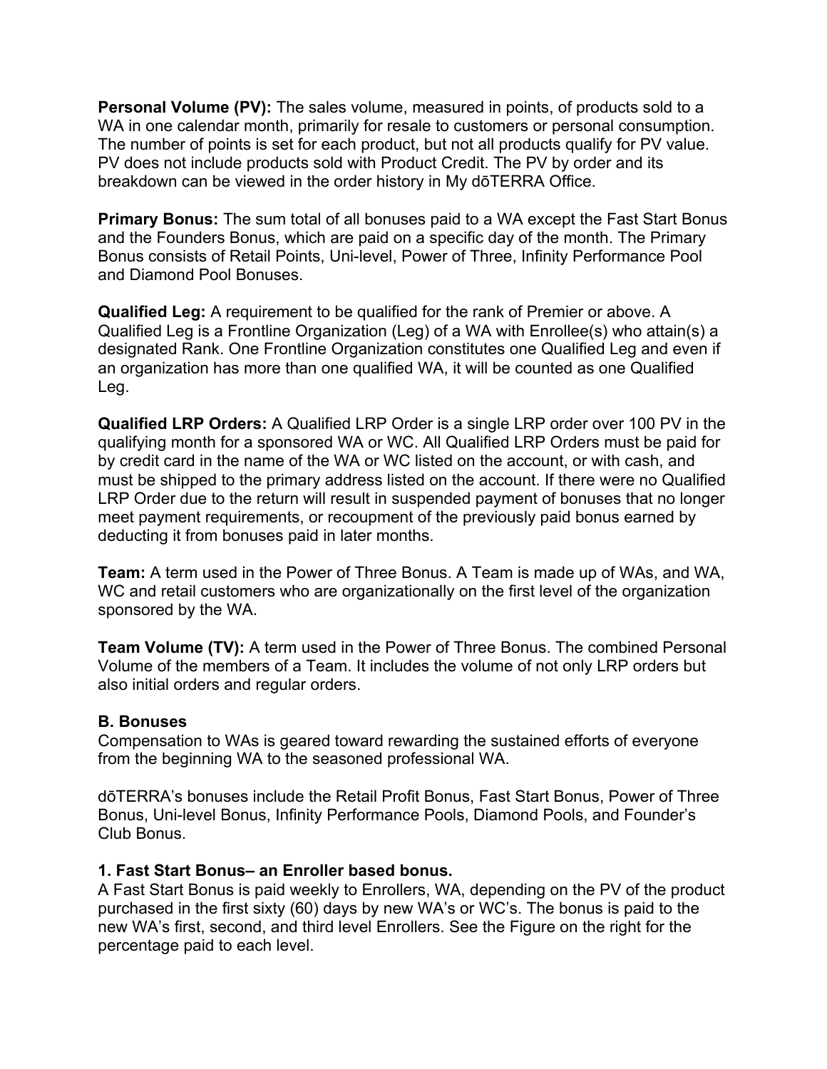**Personal Volume (PV):** The sales volume, measured in points, of products sold to a WA in one calendar month, primarily for resale to customers or personal consumption. The number of points is set for each product, but not all products qualify for PV value. PV does not include products sold with Product Credit. The PV by order and its breakdown can be viewed in the order history in My dōTERRA Office.

**Primary Bonus:** The sum total of all bonuses paid to a WA except the Fast Start Bonus and the Founders Bonus, which are paid on a specific day of the month. The Primary Bonus consists of Retail Points, Uni-level, Power of Three, Infinity Performance Pool and Diamond Pool Bonuses.

**Qualified Leg:** A requirement to be qualified for the rank of Premier or above. A Qualified Leg is a Frontline Organization (Leg) of a WA with Enrollee(s) who attain(s) a designated Rank. One Frontline Organization constitutes one Qualified Leg and even if an organization has more than one qualified WA, it will be counted as one Qualified Leg.

**Qualified LRP Orders:** A Qualified LRP Order is a single LRP order over 100 PV in the qualifying month for a sponsored WA or WC. All Qualified LRP Orders must be paid for by credit card in the name of the WA or WC listed on the account, or with cash, and must be shipped to the primary address listed on the account. If there were no Qualified LRP Order due to the return will result in suspended payment of bonuses that no longer meet payment requirements, or recoupment of the previously paid bonus earned by deducting it from bonuses paid in later months.

**Team:** A term used in the Power of Three Bonus. A Team is made up of WAs, and WA, WC and retail customers who are organizationally on the first level of the organization sponsored by the WA.

**Team Volume (TV):** A term used in the Power of Three Bonus. The combined Personal Volume of the members of a Team. It includes the volume of not only LRP orders but also initial orders and regular orders.

### B. Bonuses

Compensation to WAs is geared toward rewarding the sustained efforts of everyone from the beginning WA to the seasoned professional WA.

dōTERRA's bonuses include the Retail Profit Bonus, Fast Start Bonus, Power of Three Bonus, Uni-level Bonus, Infinity Performance Pools, Diamond Pools, and Founder's Club Bonus.

#### 1. Fast Start Bonus– an Enroller based bonus.

A Fast Start Bonus is paid weekly to Enrollers, WA, depending on the PV of the product purchased in the first sixty (60) days by new WA's or WC's. The bonus is paid to the new WA's first, second, and third level Enrollers. See the Figure on the right for the percentage paid to each level.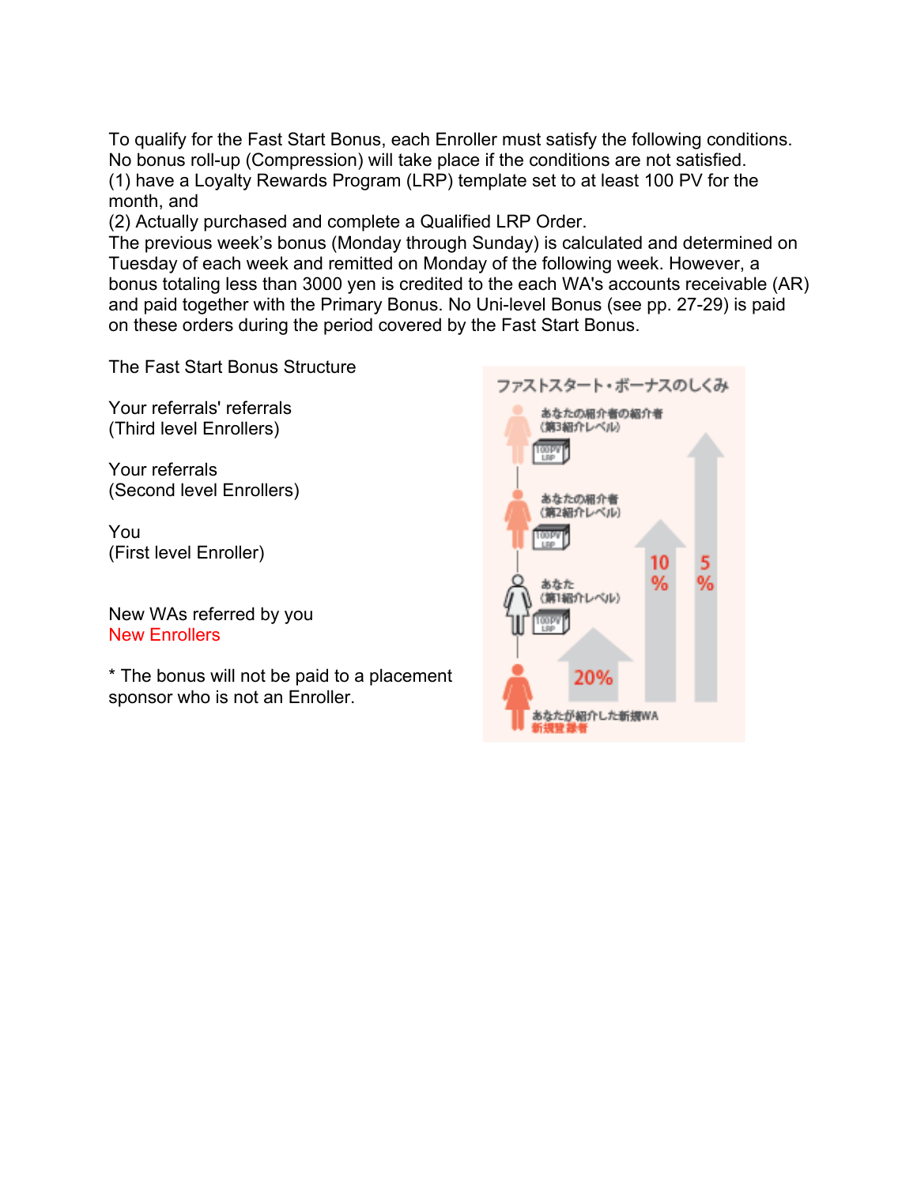To qualify for the Fast Start Bonus, each Enroller must satisfy the following conditions. No bonus roll-up (Compression) will take place if the conditions are not satisfied.
(1) have a Loyalty Rewards Program (LRP) template set to at least 100 PV for the month, and
(2) Actually purchased and complete a Qualified LRP Order.
The previous week's bonus (Monday through Sunday) is calculated and determined on Tuesday of each week and remitted on Monday of the following week. However, a bonus totaling less than 3000 yen is credited to the each WA's accounts receivable (AR) and paid together with the Primary Bonus. No Uni-level Bonus (see pp. 27-29) is paid on these orders during the period covered by the Fast Start Bonus.

The Fast Start Bonus Structure

Your referrals' referrals
(Third level Enrollers)

Your referrals
(Second level Enrollers)

You
(First level Enroller)

New WAs referred by you
New Enrollers

* The bonus will not be paid to a placement sponsor who is not an Enroller.

ファストスタート・ボーナスのしくみ

あなたの紹介者の紹介者
(第3紹介レベル)

あなたの紹介者
(第2紹介レベル)

あなた
(第1紹介レベル)

あなたが紹介した新規WA
新規登録者

100PV LRP

20%

10%

5%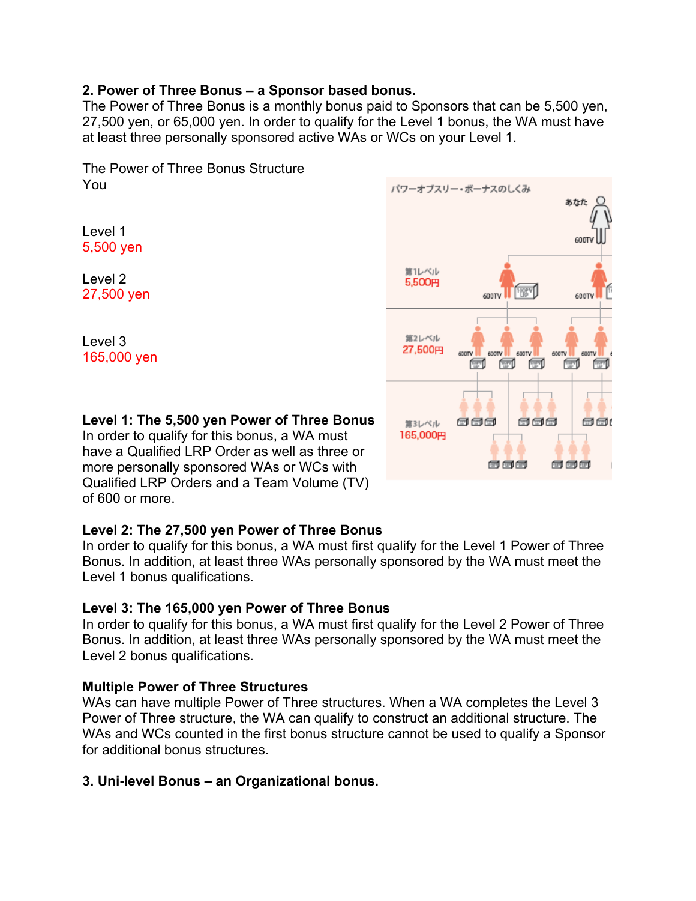**2. Power of Three Bonus – a Sponsor based bonus.**
The Power of Three Bonus is a monthly bonus paid to Sponsors that can be 5,500 yen, 27,500 yen, or 65,000 yen. In order to qualify for the Level 1 bonus, the WA must have at least three personally sponsored active WAs or WCs on your Level 1.

The Power of Three Bonus Structure
You

Level 1
5,500 yen

Level 2
27,500 yen

Level 3
165,000 yen

**Level 1: The 5,500 yen Power of Three Bonus**
In order to qualify for this bonus, a WA must have a Qualified LRP Order as well as three or more personally sponsored WAs or WCs with Qualified LRP Orders and a Team Volume (TV) of 600 or more.

**Level 2: The 27,500 yen Power of Three Bonus**
In order to qualify for this bonus, a WA must first qualify for the Level 1 Power of Three Bonus. In addition, at least three WAs personally sponsored by the WA must meet the Level 1 bonus qualifications.

**Level 3: The 165,000 yen Power of Three Bonus**
In order to qualify for this bonus, a WA must first qualify for the Level 2 Power of Three Bonus. In addition, at least three WAs personally sponsored by the WA must meet the Level 2 bonus qualifications.

**Multiple Power of Three Structures**
WAs can have multiple Power of Three structures. When a WA completes the Level 3 Power of Three structure, the WA can qualify to construct an additional structure. The WAs and WCs counted in the first bonus structure cannot be used to qualify a Sponsor for additional bonus structures.

**3. Uni-level Bonus – an Organizational bonus.**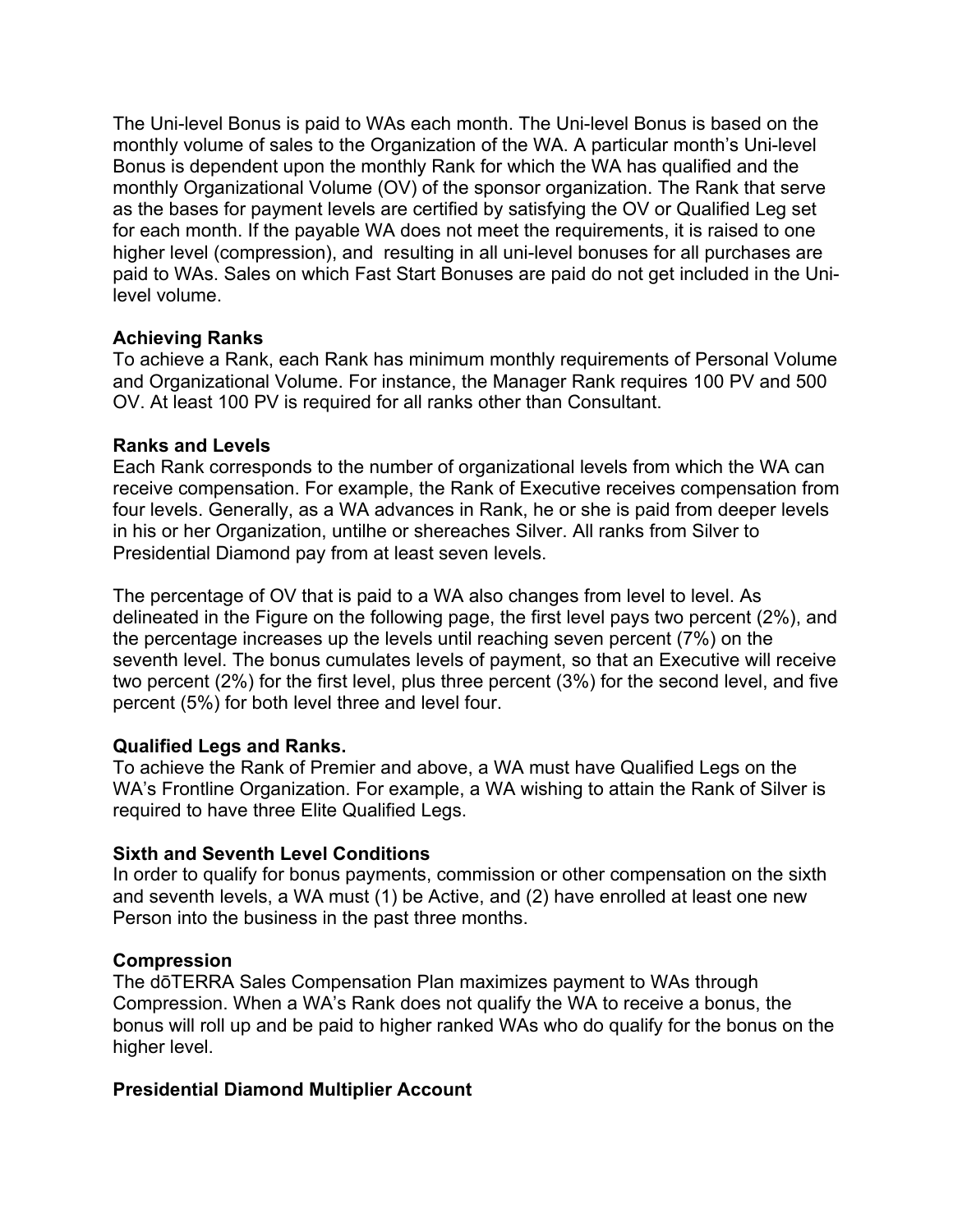The Uni-level Bonus is paid to WAs each month. The Uni-level Bonus is based on the monthly volume of sales to the Organization of the WA. A particular month's Uni-level Bonus is dependent upon the monthly Rank for which the WA has qualified and the monthly Organizational Volume (OV) of the sponsor organization. The Rank that serve as the bases for payment levels are certified by satisfying the OV or Qualified Leg set for each month. If the payable WA does not meet the requirements, it is raised to one higher level (compression), and  resulting in all uni-level bonuses for all purchases are paid to WAs. Sales on which Fast Start Bonuses are paid do not get included in the Uni-level volume.

**Achieving Ranks**
To achieve a Rank, each Rank has minimum monthly requirements of Personal Volume and Organizational Volume. For instance, the Manager Rank requires 100 PV and 500 OV. At least 100 PV is required for all ranks other than Consultant.

**Ranks and Levels**
Each Rank corresponds to the number of organizational levels from which the WA can receive compensation. For example, the Rank of Executive receives compensation from four levels. Generally, as a WA advances in Rank, he or she is paid from deeper levels in his or her Organization, untilhe or shereaches Silver. All ranks from Silver to Presidential Diamond pay from at least seven levels.

The percentage of OV that is paid to a WA also changes from level to level. As delineated in the Figure on the following page, the first level pays two percent (2%), and the percentage increases up the levels until reaching seven percent (7%) on the seventh level. The bonus cumulates levels of payment, so that an Executive will receive two percent (2%) for the first level, plus three percent (3%) for the second level, and five percent (5%) for both level three and level four.

**Qualified Legs and Ranks.**
To achieve the Rank of Premier and above, a WA must have Qualified Legs on the WA's Frontline Organization. For example, a WA wishing to attain the Rank of Silver is required to have three Elite Qualified Legs.

**Sixth and Seventh Level Conditions**
In order to qualify for bonus payments, commission or other compensation on the sixth and seventh levels, a WA must (1) be Active, and (2) have enrolled at least one new Person into the business in the past three months.

**Compression**
The dōTERRA Sales Compensation Plan maximizes payment to WAs through Compression. When a WA's Rank does not qualify the WA to receive a bonus, the bonus will roll up and be paid to higher ranked WAs who do qualify for the bonus on the higher level.

**Presidential Diamond Multiplier Account**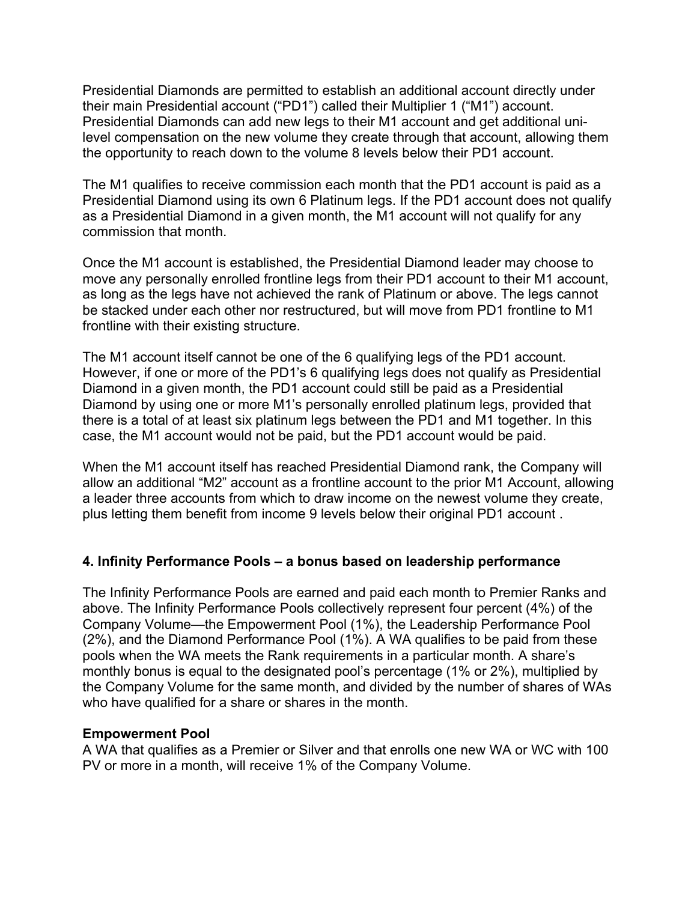Presidential Diamonds are permitted to establish an additional account directly under their main Presidential account ("PD1") called their Multiplier 1 ("M1") account. Presidential Diamonds can add new legs to their M1 account and get additional uni-level compensation on the new volume they create through that account, allowing them the opportunity to reach down to the volume 8 levels below their PD1 account.

The M1 qualifies to receive commission each month that the PD1 account is paid as a Presidential Diamond using its own 6 Platinum legs. If the PD1 account does not qualify as a Presidential Diamond in a given month, the M1 account will not qualify for any commission that month.

Once the M1 account is established, the Presidential Diamond leader may choose to move any personally enrolled frontline legs from their PD1 account to their M1 account, as long as the legs have not achieved the rank of Platinum or above. The legs cannot be stacked under each other nor restructured, but will move from PD1 frontline to M1 frontline with their existing structure.

The M1 account itself cannot be one of the 6 qualifying legs of the PD1 account. However, if one or more of the PD1's 6 qualifying legs does not qualify as Presidential Diamond in a given month, the PD1 account could still be paid as a Presidential Diamond by using one or more M1's personally enrolled platinum legs, provided that there is a total of at least six platinum legs between the PD1 and M1 together. In this case, the M1 account would not be paid, but the PD1 account would be paid.

When the M1 account itself has reached Presidential Diamond rank, the Company will allow an additional "M2" account as a frontline account to the prior M1 Account, allowing a leader three accounts from which to draw income on the newest volume they create, plus letting them benefit from income 9 levels below their original PD1 account .

## 4. Infinity Performance Pools – a bonus based on leadership performance

The Infinity Performance Pools are earned and paid each month to Premier Ranks and above. The Infinity Performance Pools collectively represent four percent (4%) of the Company Volume—the Empowerment Pool (1%), the Leadership Performance Pool (2%), and the Diamond Performance Pool (1%). A WA qualifies to be paid from these pools when the WA meets the Rank requirements in a particular month. A share's monthly bonus is equal to the designated pool's percentage (1% or 2%), multiplied by the Company Volume for the same month, and divided by the number of shares of WAs who have qualified for a share or shares in the month.

### Empowerment Pool

A WA that qualifies as a Premier or Silver and that enrolls one new WA or WC with 100 PV or more in a month, will receive 1% of the Company Volume.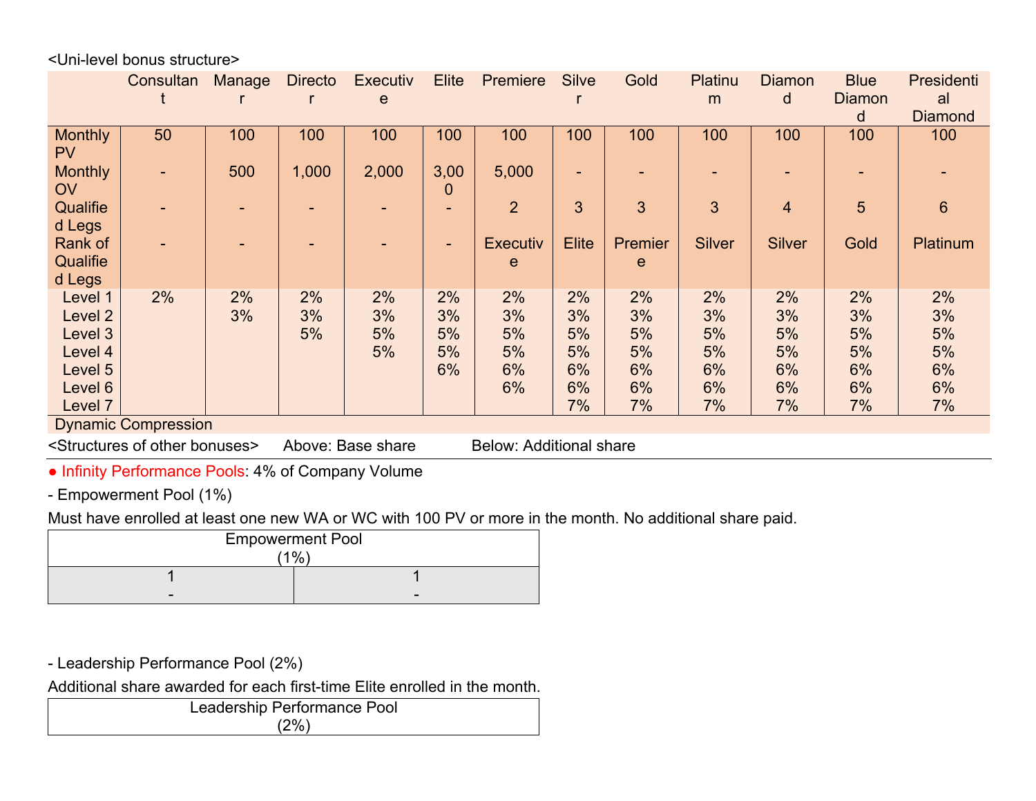<Uni-level bonus structure>

| | Consultant | Manager | Director | Executive | Elite | Premiere | Silver | Gold | Platinum | Diamond | Blue Diamond | Presidential Diamond |
|---|---|---|---|---|---|---|---|---|---|---|---|---|
| Monthly PV | 50 | 100 | 100 | 100 | 100 | 100 | 100 | 100 | 100 | 100 | 100 | 100 |
| Monthly OV | - | 500 | 1,000 | 2,000 | 3,000 | 5,000 | - | - | - | - | - | - |
| Qualified Legs | - | - | - | - | - | 2 | 3 | 3 | 3 | 4 | 5 | 6 |
| Rank of Qualified Legs | - | - | - | - | - | Executive | Elite | Premiere | Silver | Silver | Gold | Platinum |
| Level 1 | 2% | 2% | 2% | 2% | 2% | 2% | 2% | 2% | 2% | 2% | 2% | 2% |
| Level 2 | | 3% | 3% | 3% | 3% | 3% | 3% | 3% | 3% | 3% | 3% | 3% |
| Level 3 | | | 5% | 5% | 5% | 5% | 5% | 5% | 5% | 5% | 5% | 5% |
| Level 4 | | | | 5% | 5% | 5% | 5% | 5% | 5% | 5% | 5% | 5% |
| Level 5 | | | | | 6% | 6% | 6% | 6% | 6% | 6% | 6% | 6% |
| Level 6 | | | | | | 6% | 6% | 6% | 6% | 6% | 6% | 6% |
| Level 7 | | | | | | | 7% | 7% | 7% | 7% | 7% | 7% |
| Dynamic Compression | | | | | | | | | | | | |

<Structures of other bonuses> Above: Base share Below: Additional share

● Infinity Performance Pools: 4% of Company Volume

- Empowerment Pool (1%)

Must have enrolled at least one new WA or WC with 100 PV or more in the month. No additional share paid.

| Empowerment Pool (1%) | |
|---|---|
| 1<br>- | 1<br>- |

- Leadership Performance Pool (2%)

Additional share awarded for each first-time Elite enrolled in the month.

| Leadership Performance Pool (2%) |
|---|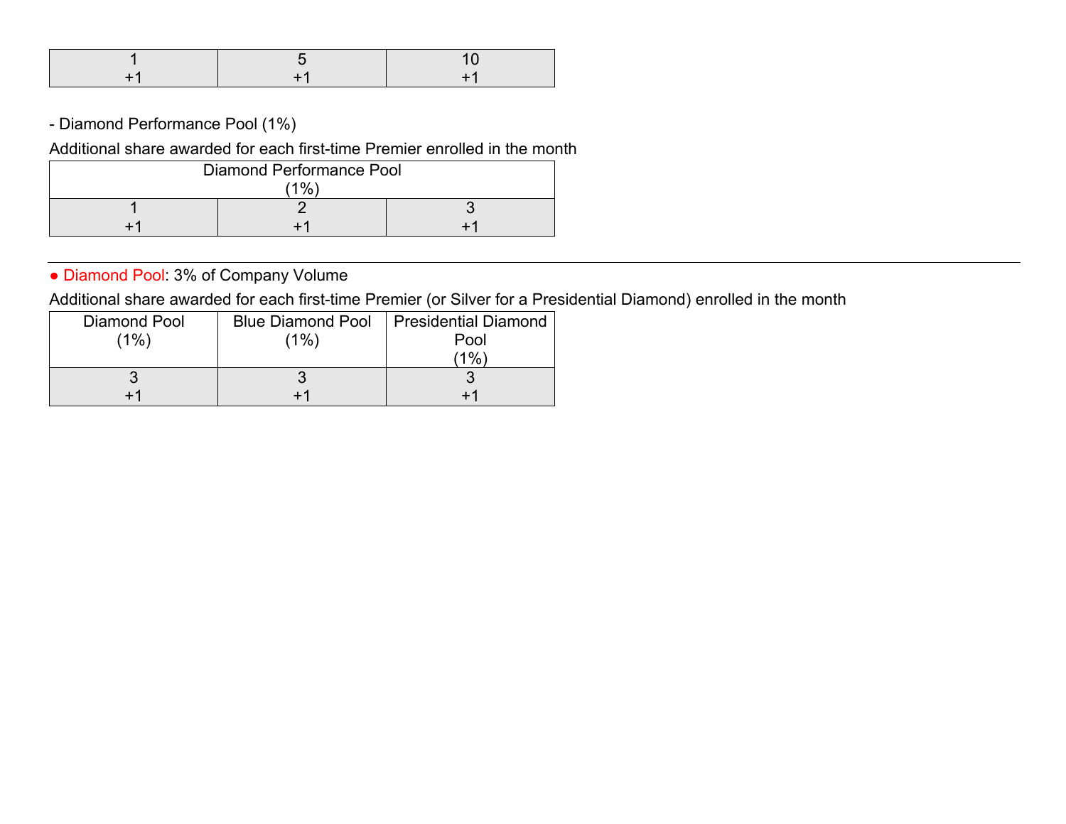| 1<br>+1 | 5<br>+1 | 10<br>+1 |
|---|---|---|

- Diamond Performance Pool (1%)

Additional share awarded for each first-time Premier enrolled in the month

| Diamond Performance Pool (1%) | | |
|---|---|---|
| 1<br>+1 | 2<br>+1 | 3<br>+1 |

---

● Diamond Pool: 3% of Company Volume

Additional share awarded for each first-time Premier (or Silver for a Presidential Diamond) enrolled in the month

| Diamond Pool (1%) | Blue Diamond Pool (1%) | Presidential Diamond Pool (1%) |
|---|---|---|
| 3<br>+1 | 3<br>+1 | 3<br>+1 |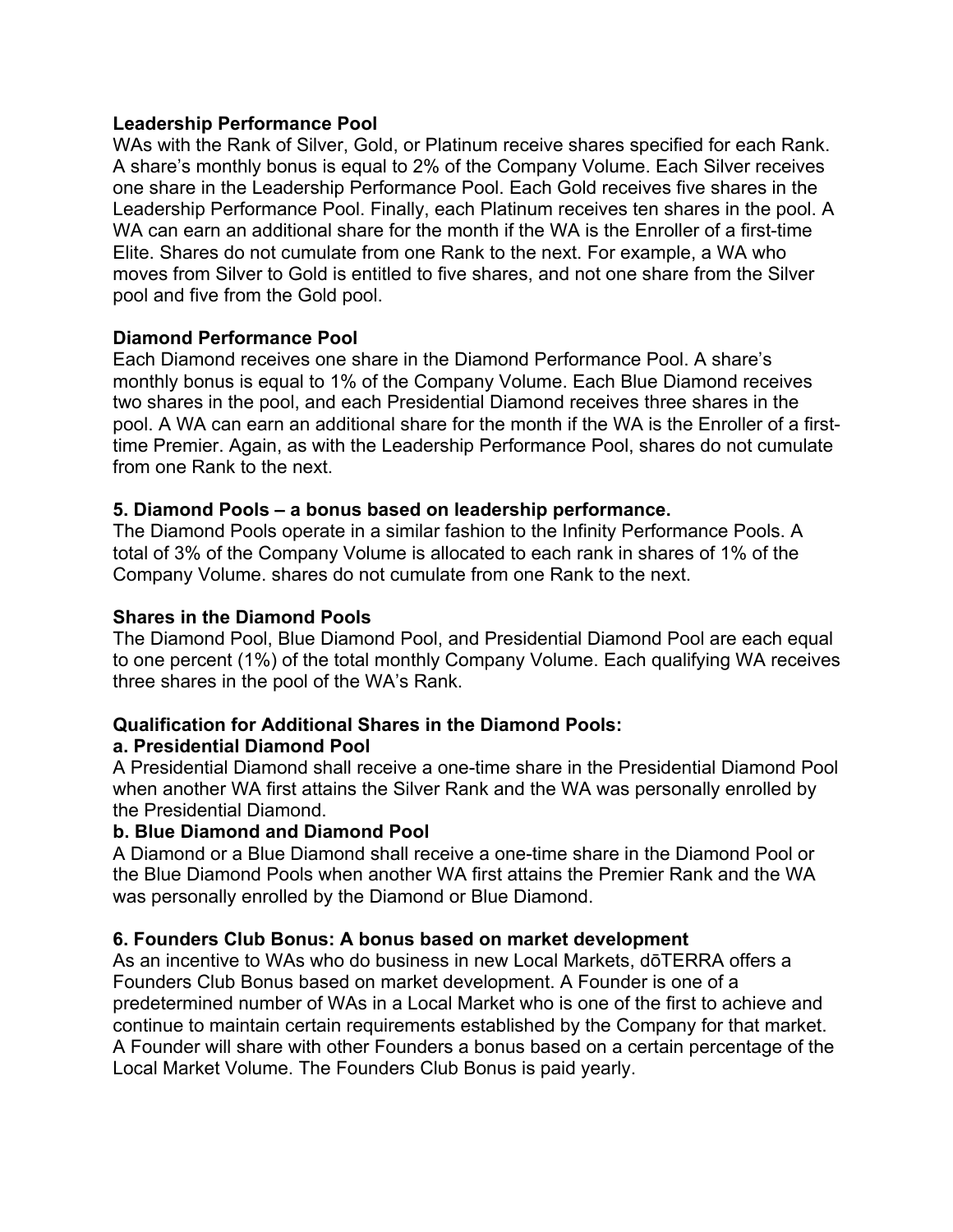**Leadership Performance Pool**
WAs with the Rank of Silver, Gold, or Platinum receive shares specified for each Rank. A share's monthly bonus is equal to 2% of the Company Volume. Each Silver receives one share in the Leadership Performance Pool. Each Gold receives five shares in the Leadership Performance Pool. Finally, each Platinum receives ten shares in the pool. A WA can earn an additional share for the month if the WA is the Enroller of a first-time Elite. Shares do not cumulate from one Rank to the next. For example, a WA who moves from Silver to Gold is entitled to five shares, and not one share from the Silver pool and five from the Gold pool.

**Diamond Performance Pool**
Each Diamond receives one share in the Diamond Performance Pool. A share's monthly bonus is equal to 1% of the Company Volume. Each Blue Diamond receives two shares in the pool, and each Presidential Diamond receives three shares in the pool. A WA can earn an additional share for the month if the WA is the Enroller of a first-time Premier. Again, as with the Leadership Performance Pool, shares do not cumulate from one Rank to the next.

**5. Diamond Pools – a bonus based on leadership performance.**
The Diamond Pools operate in a similar fashion to the Infinity Performance Pools. A total of 3% of the Company Volume is allocated to each rank in shares of 1% of the Company Volume. shares do not cumulate from one Rank to the next.

**Shares in the Diamond Pools**
The Diamond Pool, Blue Diamond Pool, and Presidential Diamond Pool are each equal to one percent (1%) of the total monthly Company Volume. Each qualifying WA receives three shares in the pool of the WA's Rank.

**Qualification for Additional Shares in the Diamond Pools:**
**a. Presidential Diamond Pool**
A Presidential Diamond shall receive a one-time share in the Presidential Diamond Pool when another WA first attains the Silver Rank and the WA was personally enrolled by the Presidential Diamond.
**b. Blue Diamond and Diamond Pool**
A Diamond or a Blue Diamond shall receive a one-time share in the Diamond Pool or the Blue Diamond Pools when another WA first attains the Premier Rank and the WA was personally enrolled by the Diamond or Blue Diamond.

**6. Founders Club Bonus: A bonus based on market development**
As an incentive to WAs who do business in new Local Markets, dōTERRA offers a Founders Club Bonus based on market development. A Founder is one of a predetermined number of WAs in a Local Market who is one of the first to achieve and continue to maintain certain requirements established by the Company for that market. A Founder will share with other Founders a bonus based on a certain percentage of the Local Market Volume. The Founders Club Bonus is paid yearly.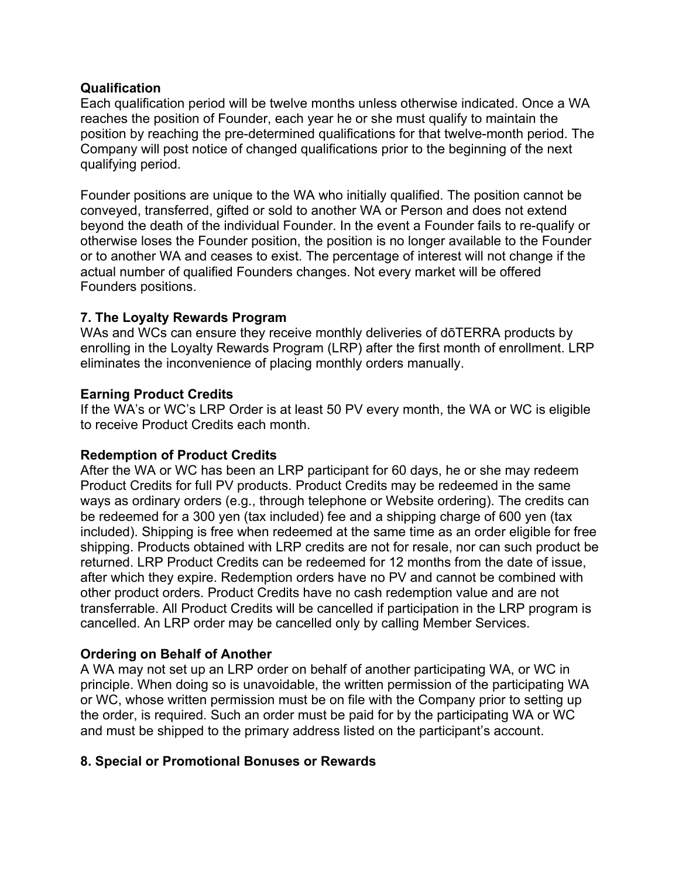**Qualification**

Each qualification period will be twelve months unless otherwise indicated. Once a WA reaches the position of Founder, each year he or she must qualify to maintain the position by reaching the pre-determined qualifications for that twelve-month period. The Company will post notice of changed qualifications prior to the beginning of the next qualifying period.

Founder positions are unique to the WA who initially qualified. The position cannot be conveyed, transferred, gifted or sold to another WA or Person and does not extend beyond the death of the individual Founder. In the event a Founder fails to re-qualify or otherwise loses the Founder position, the position is no longer available to the Founder or to another WA and ceases to exist. The percentage of interest will not change if the actual number of qualified Founders changes. Not every market will be offered Founders positions.

## 7. The Loyalty Rewards Program

WAs and WCs can ensure they receive monthly deliveries of dōTERRA products by enrolling in the Loyalty Rewards Program (LRP) after the first month of enrollment. LRP eliminates the inconvenience of placing monthly orders manually.

**Earning Product Credits**

If the WA's or WC's LRP Order is at least 50 PV every month, the WA or WC is eligible to receive Product Credits each month.

**Redemption of Product Credits**

After the WA or WC has been an LRP participant for 60 days, he or she may redeem Product Credits for full PV products. Product Credits may be redeemed in the same ways as ordinary orders (e.g., through telephone or Website ordering). The credits can be redeemed for a 300 yen (tax included) fee and a shipping charge of 600 yen (tax included). Shipping is free when redeemed at the same time as an order eligible for free shipping. Products obtained with LRP credits are not for resale, nor can such product be returned. LRP Product Credits can be redeemed for 12 months from the date of issue, after which they expire. Redemption orders have no PV and cannot be combined with other product orders. Product Credits have no cash redemption value and are not transferrable. All Product Credits will be cancelled if participation in the LRP program is cancelled. An LRP order may be cancelled only by calling Member Services.

**Ordering on Behalf of Another**

A WA may not set up an LRP order on behalf of another participating WA, or WC in principle. When doing so is unavoidable, the written permission of the participating WA or WC, whose written permission must be on file with the Company prior to setting up the order, is required. Such an order must be paid for by the participating WA or WC and must be shipped to the primary address listed on the participant's account.

## 8. Special or Promotional Bonuses or Rewards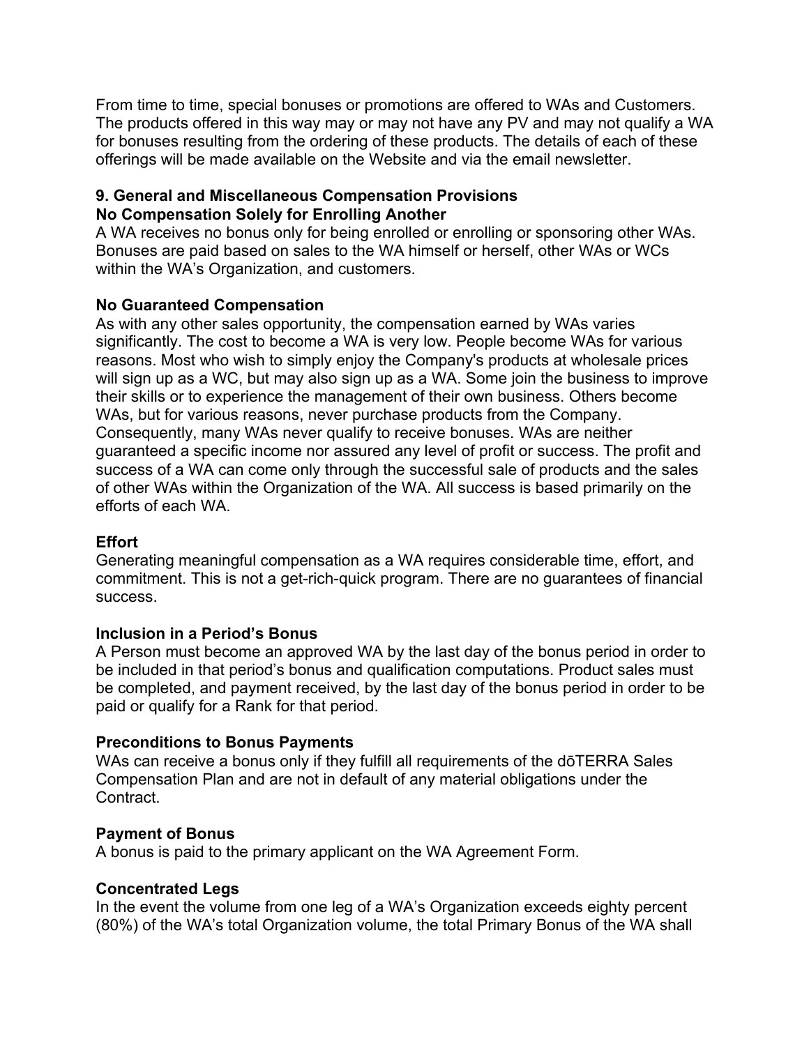From time to time, special bonuses or promotions are offered to WAs and Customers. The products offered in this way may or may not have any PV and may not qualify a WA for bonuses resulting from the ordering of these products. The details of each of these offerings will be made available on the Website and via the email newsletter.

## 9. General and Miscellaneous Compensation Provisions

### No Compensation Solely for Enrolling Another

A WA receives no bonus only for being enrolled or enrolling or sponsoring other WAs. Bonuses are paid based on sales to the WA himself or herself, other WAs or WCs within the WA's Organization, and customers.

### No Guaranteed Compensation

As with any other sales opportunity, the compensation earned by WAs varies significantly. The cost to become a WA is very low. People become WAs for various reasons. Most who wish to simply enjoy the Company's products at wholesale prices will sign up as a WC, but may also sign up as a WA. Some join the business to improve their skills or to experience the management of their own business. Others become WAs, but for various reasons, never purchase products from the Company. Consequently, many WAs never qualify to receive bonuses. WAs are neither guaranteed a specific income nor assured any level of profit or success. The profit and success of a WA can come only through the successful sale of products and the sales of other WAs within the Organization of the WA. All success is based primarily on the efforts of each WA.

### Effort

Generating meaningful compensation as a WA requires considerable time, effort, and commitment. This is not a get-rich-quick program. There are no guarantees of financial success.

### Inclusion in a Period's Bonus

A Person must become an approved WA by the last day of the bonus period in order to be included in that period's bonus and qualification computations. Product sales must be completed, and payment received, by the last day of the bonus period in order to be paid or qualify for a Rank for that period.

### Preconditions to Bonus Payments

WAs can receive a bonus only if they fulfill all requirements of the dōTERRA Sales Compensation Plan and are not in default of any material obligations under the Contract.

### Payment of Bonus

A bonus is paid to the primary applicant on the WA Agreement Form.

### Concentrated Legs

In the event the volume from one leg of a WA's Organization exceeds eighty percent (80%) of the WA's total Organization volume, the total Primary Bonus of the WA shall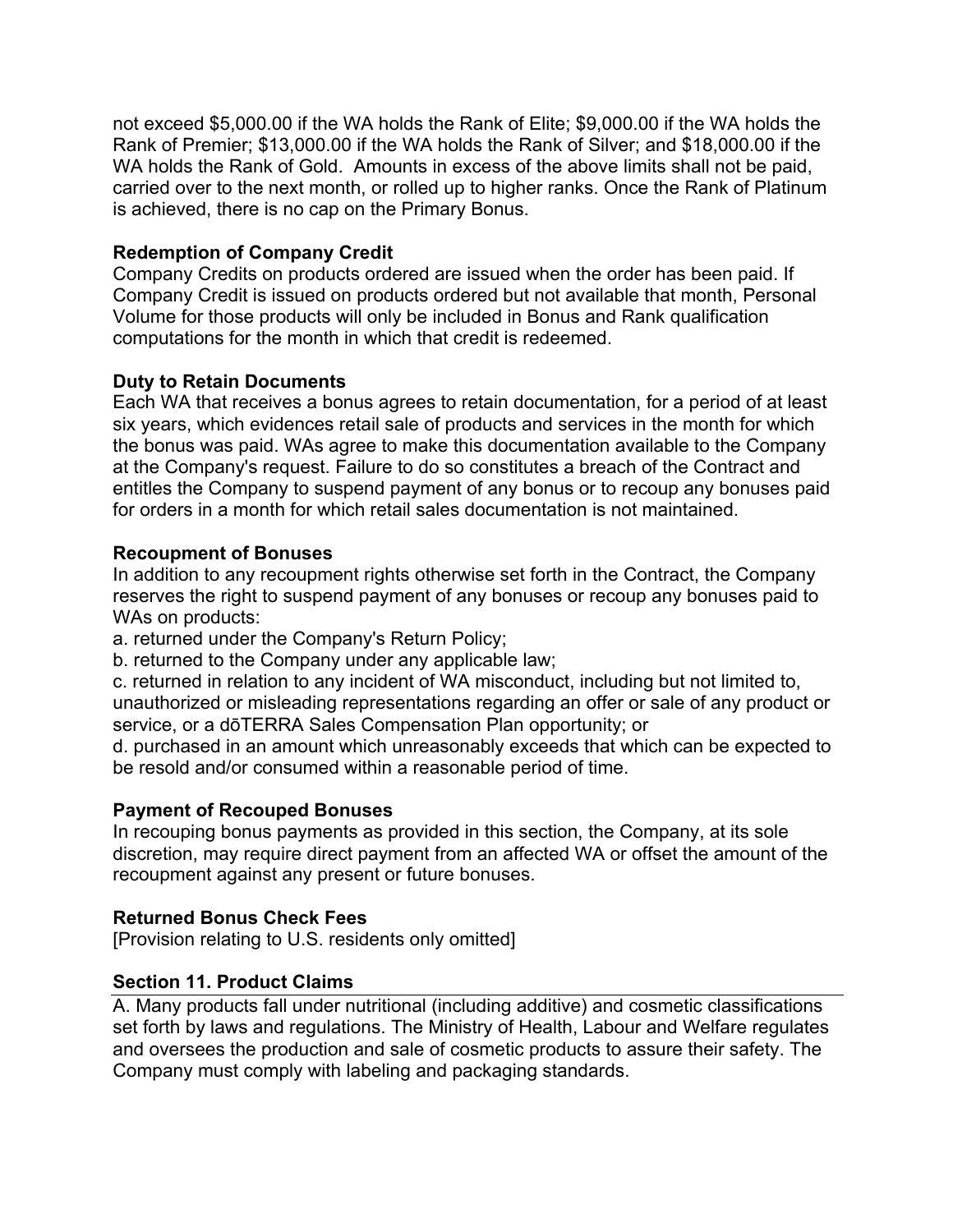not exceed $5,000.00 if the WA holds the Rank of Elite; $9,000.00 if the WA holds the Rank of Premier; $13,000.00 if the WA holds the Rank of Silver; and $18,000.00 if the WA holds the Rank of Gold. Amounts in excess of the above limits shall not be paid, carried over to the next month, or rolled up to higher ranks. Once the Rank of Platinum is achieved, there is no cap on the Primary Bonus.

**Redemption of Company Credit**

Company Credits on products ordered are issued when the order has been paid. If Company Credit is issued on products ordered but not available that month, Personal Volume for those products will only be included in Bonus and Rank qualification computations for the month in which that credit is redeemed.

**Duty to Retain Documents**

Each WA that receives a bonus agrees to retain documentation, for a period of at least six years, which evidences retail sale of products and services in the month for which the bonus was paid. WAs agree to make this documentation available to the Company at the Company's request. Failure to do so constitutes a breach of the Contract and entitles the Company to suspend payment of any bonus or to recoup any bonuses paid for orders in a month for which retail sales documentation is not maintained.

**Recoupment of Bonuses**

In addition to any recoupment rights otherwise set forth in the Contract, the Company reserves the right to suspend payment of any bonuses or recoup any bonuses paid to WAs on products:

a. returned under the Company's Return Policy;

b. returned to the Company under any applicable law;

c. returned in relation to any incident of WA misconduct, including but not limited to, unauthorized or misleading representations regarding an offer or sale of any product or service, or a dōTERRA Sales Compensation Plan opportunity; or

d. purchased in an amount which unreasonably exceeds that which can be expected to be resold and/or consumed within a reasonable period of time.

**Payment of Recouped Bonuses**

In recouping bonus payments as provided in this section, the Company, at its sole discretion, may require direct payment from an affected WA or offset the amount of the recoupment against any present or future bonuses.

**Returned Bonus Check Fees**

[Provision relating to U.S. residents only omitted]

## Section 11. Product Claims

A. Many products fall under nutritional (including additive) and cosmetic classifications set forth by laws and regulations. The Ministry of Health, Labour and Welfare regulates and oversees the production and sale of cosmetic products to assure their safety. The Company must comply with labeling and packaging standards.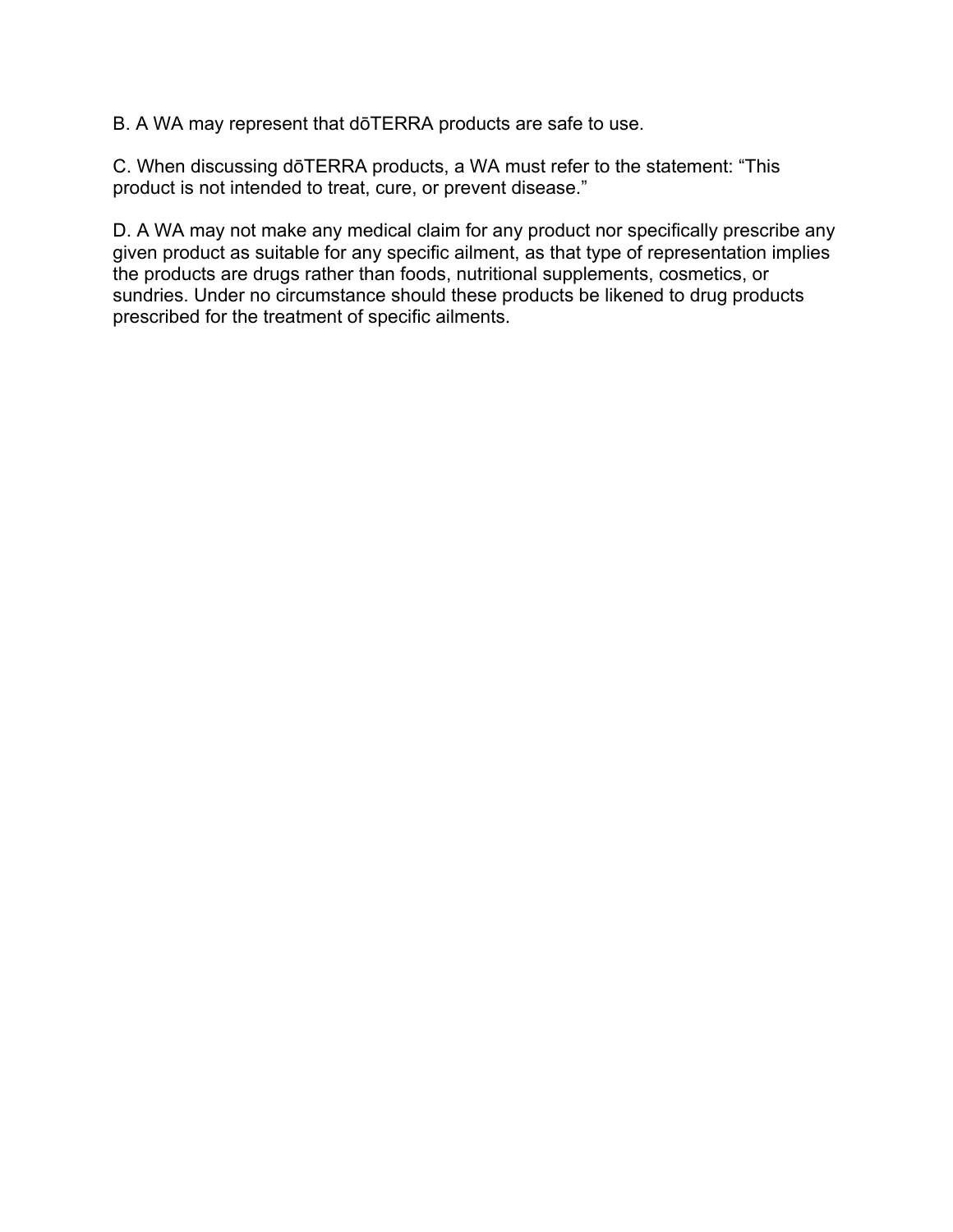B. A WA may represent that dōTERRA products are safe to use.

C. When discussing dōTERRA products, a WA must refer to the statement: "This product is not intended to treat, cure, or prevent disease."

D. A WA may not make any medical claim for any product nor specifically prescribe any given product as suitable for any specific ailment, as that type of representation implies the products are drugs rather than foods, nutritional supplements, cosmetics, or sundries. Under no circumstance should these products be likened to drug products prescribed for the treatment of specific ailments.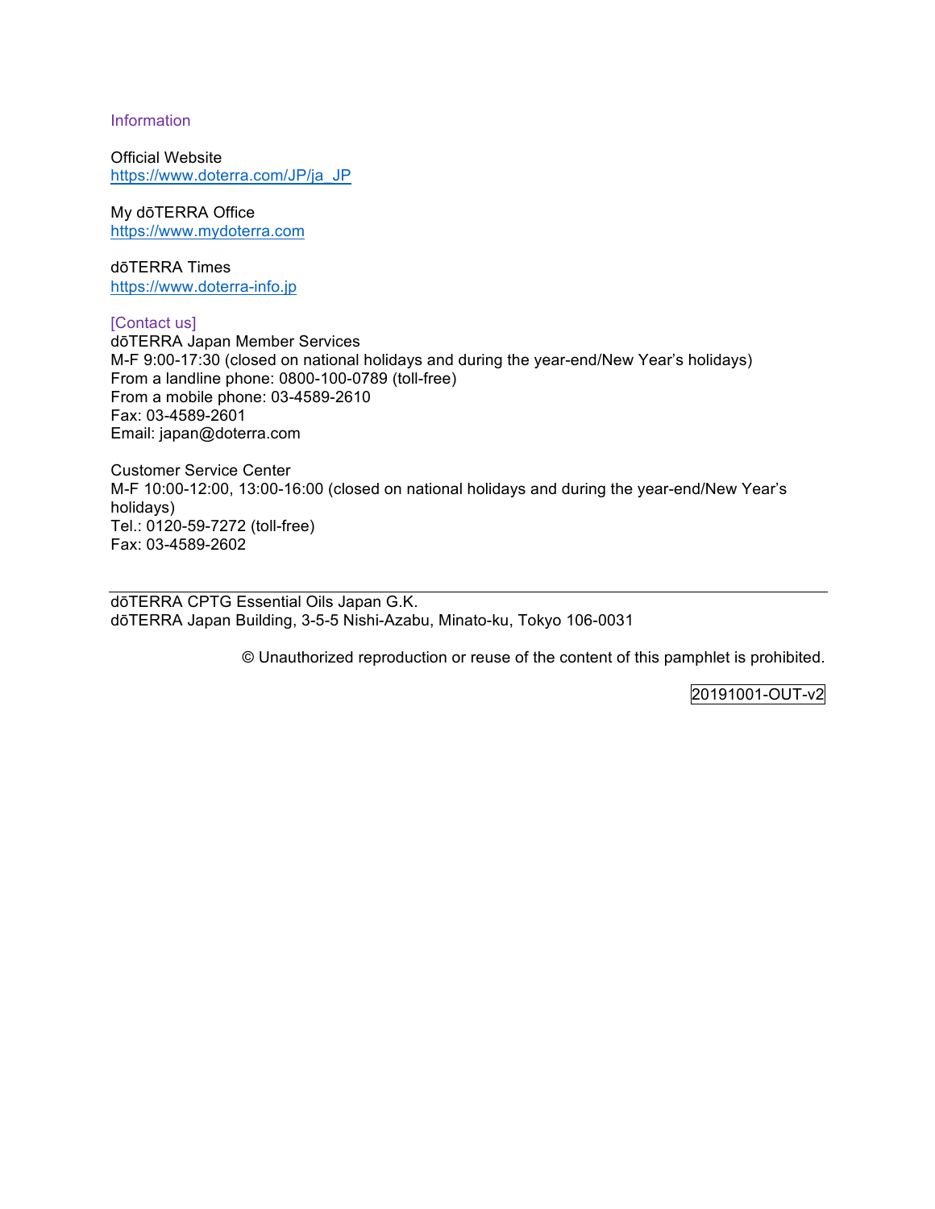## Information

Official Website
https://www.doterra.com/JP/ja_JP

My dōTERRA Office
https://www.mydoterra.com

dōTERRA Times
https://www.doterra-info.jp

### [Contact us]

dōTERRA Japan Member Services
M-F 9:00-17:30 (closed on national holidays and during the year-end/New Year's holidays)
From a landline phone: 0800-100-0789 (toll-free)
From a mobile phone: 03-4589-2610
Fax: 03-4589-2601
Email: japan@doterra.com

Customer Service Center
M-F 10:00-12:00, 13:00-16:00 (closed on national holidays and during the year-end/New Year's holidays)
Tel.: 0120-59-7272 (toll-free)
Fax: 03-4589-2602

---

dōTERRA CPTG Essential Oils Japan G.K.
dōTERRA Japan Building, 3-5-5 Nishi-Azabu, Minato-ku, Tokyo 106-0031

© Unauthorized reproduction or reuse of the content of this pamphlet is prohibited.

20191001-OUT-v2